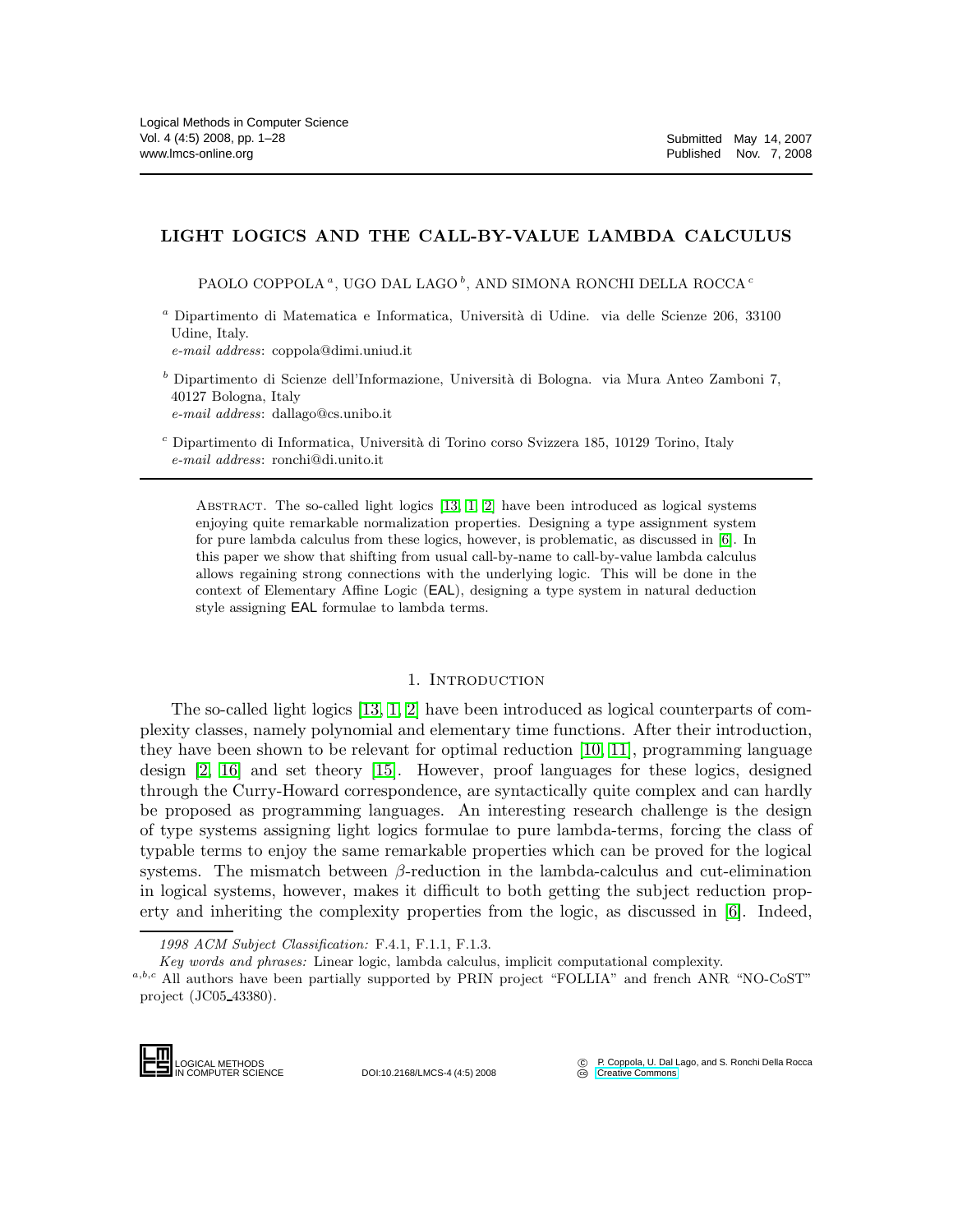# LIGHT LOGICS AND THE CALL-BY-VALUE LAMBDA CALCULUS

PAOLO COPPOLA [a], UGO DAL LAGO [b], AND SIMONA RONCHI DELLA ROCCA [c]

[a] Dipartimento di Matematica e Informatica, Università di Udine. via delle Scienze 206, 33100 Udine, Italy.
*e-mail address*: coppola@dimi.uniud.it

[b] Dipartimento di Scienze dell'Informazione, Università di Bologna. via Mura Anteo Zamboni 7, 40127 Bologna, Italy
*e-mail address*: dallago@cs.unibo.it

[c] Dipartimento di Informatica, Università di Torino corso Svizzera 185, 10129 Torino, Italy
*e-mail address*: ronchi@di.unito.it

Abstract. The so-called light logics [13, 1, 2] have been introduced as logical systems enjoying quite remarkable normalization properties. Designing a type assignment system for pure lambda calculus from these logics, however, is problematic, as discussed in [6]. In this paper we show that shifting from usual call-by-name to call-by-value lambda calculus allows regaining strong connections with the underlying logic. This will be done in the context of Elementary Affine Logic (EAL), designing a type system in natural deduction style assigning EAL formulae to lambda terms.

## 1. Introduction

The so-called light logics [13, 1, 2] have been introduced as logical counterparts of complexity classes, namely polynomial and elementary time functions. After their introduction, they have been shown to be relevant for optimal reduction [10, 11], programming language design [2, 16] and set theory [15]. However, proof languages for these logics, designed through the Curry-Howard correspondence, are syntactically quite complex and can hardly be proposed as programming languages. An interesting research challenge is the design of type systems assigning light logics formulae to pure lambda-terms, forcing the class of typable terms to enjoy the same remarkable properties which can be proved for the logical systems. The mismatch between $\beta$-reduction in the lambda-calculus and cut-elimination in logical systems, however, makes it difficult to both getting the subject reduction property and inheriting the complexity properties from the logic, as discussed in [6]. Indeed,

*1998 ACM Subject Classification:* F.4.1, F.1.1, F.1.3.

*Key words and phrases:* Linear logic, lambda calculus, implicit computational complexity.

[a,b,c] All authors have been partially supported by PRIN project "FOLLIA" and french ANR "NO-CoST" project (JC05_43380).

DOI:10.2168/LMCS-4 (4:5) 2008

© P. Coppola, U. Dal Lago, and S. Ronchi Della Rocca
Creative Commons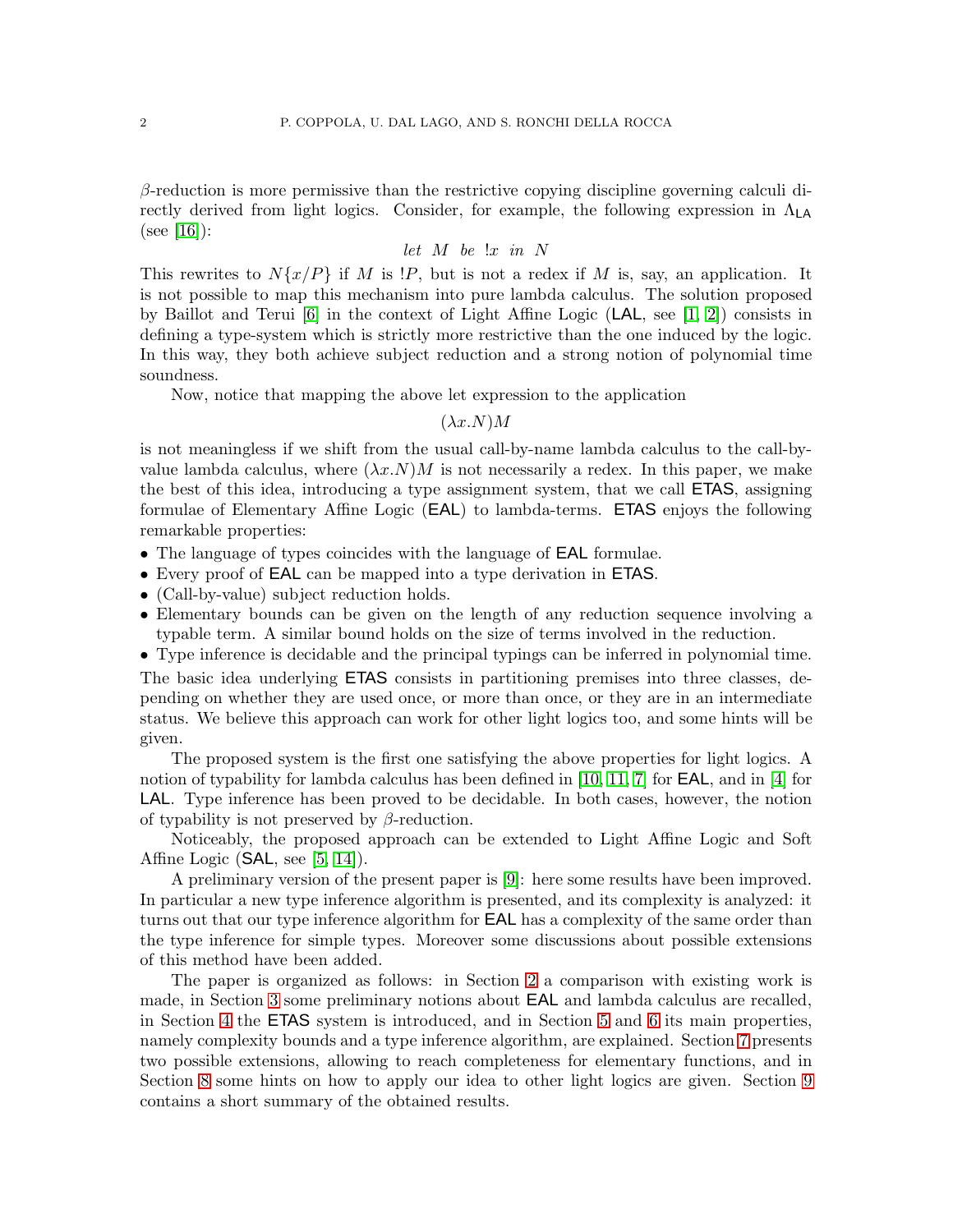$\beta$-reduction is more permissive than the restrictive copying discipline governing calculi directly derived from light logics. Consider, for example, the following expression in $\Lambda_{\mathsf{LA}}$ (see [16]):

$$let\ \ M\ \ be\ \ !x\ \ in\ \ N$$

This rewrites to $N\{x/P\}$ if $M$ is $!P$, but is not a redex if $M$ is, say, an application. It is not possible to map this mechanism into pure lambda calculus. The solution proposed by Baillot and Terui [6] in the context of Light Affine Logic (LAL, see [1, 2]) consists in defining a type-system which is strictly more restrictive than the one induced by the logic. In this way, they both achieve subject reduction and a strong notion of polynomial time soundness.

Now, notice that mapping the above let expression to the application

$$(\lambda x.N)M$$

is not meaningless if we shift from the usual call-by-name lambda calculus to the call-by-value lambda calculus, where $(\lambda x.N)M$ is not necessarily a redex. In this paper, we make the best of this idea, introducing a type assignment system, that we call ETAS, assigning formulae of Elementary Affine Logic (EAL) to lambda-terms. ETAS enjoys the following remarkable properties:

- The language of types coincides with the language of EAL formulae.
- Every proof of EAL can be mapped into a type derivation in ETAS.
- (Call-by-value) subject reduction holds.
- Elementary bounds can be given on the length of any reduction sequence involving a typable term. A similar bound holds on the size of terms involved in the reduction.
- Type inference is decidable and the principal typings can be inferred in polynomial time.

The basic idea underlying ETAS consists in partitioning premises into three classes, depending on whether they are used once, or more than once, or they are in an intermediate status. We believe this approach can work for other light logics too, and some hints will be given.

The proposed system is the first one satisfying the above properties for light logics. A notion of typability for lambda calculus has been defined in [10, 11, 7] for EAL, and in [4] for LAL. Type inference has been proved to be decidable. In both cases, however, the notion of typability is not preserved by $\beta$-reduction.

Noticeably, the proposed approach can be extended to Light Affine Logic and Soft Affine Logic (SAL, see [5, 14]).

A preliminary version of the present paper is [9]: here some results have been improved. In particular a new type inference algorithm is presented, and its complexity is analyzed: it turns out that our type inference algorithm for EAL has a complexity of the same order than the type inference for simple types. Moreover some discussions about possible extensions of this method have been added.

The paper is organized as follows: in Section 2 a comparison with existing work is made, in Section 3 some preliminary notions about EAL and lambda calculus are recalled, in Section 4 the ETAS system is introduced, and in Section 5 and 6 its main properties, namely complexity bounds and a type inference algorithm, are explained. Section 7 presents two possible extensions, allowing to reach completeness for elementary functions, and in Section 8 some hints on how to apply our idea to other light logics are given. Section 9 contains a short summary of the obtained results.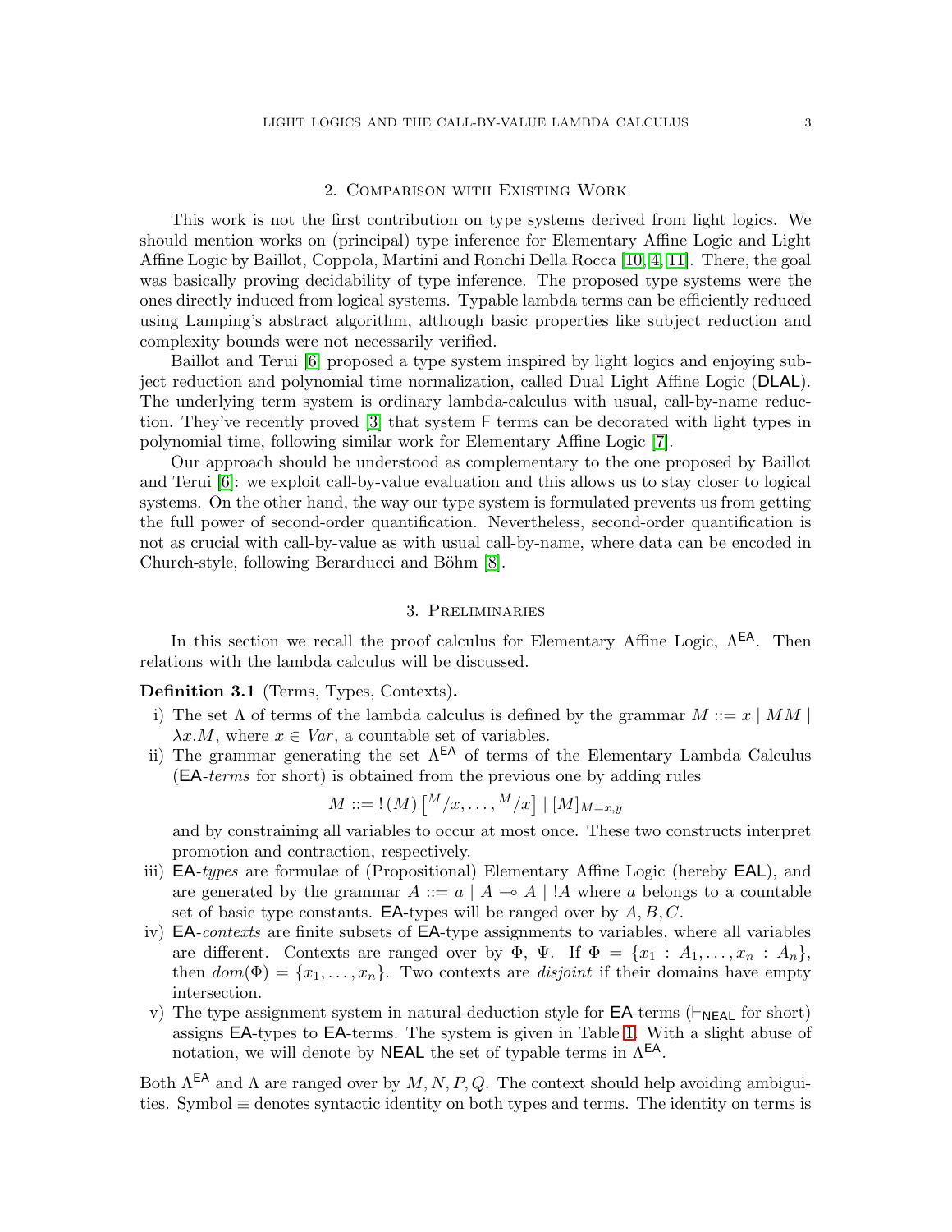## 2. Comparison with Existing Work

This work is not the first contribution on type systems derived from light logics. We should mention works on (principal) type inference for Elementary Affine Logic and Light Affine Logic by Baillot, Coppola, Martini and Ronchi Della Rocca [10, 4, 11]. There, the goal was basically proving decidability of type inference. The proposed type systems were the ones directly induced from logical systems. Typable lambda terms can be efficiently reduced using Lamping's abstract algorithm, although basic properties like subject reduction and complexity bounds were not necessarily verified.

Baillot and Terui [6] proposed a type system inspired by light logics and enjoying subject reduction and polynomial time normalization, called Dual Light Affine Logic (DLAL). The underlying term system is ordinary lambda-calculus with usual, call-by-name reduction. They've recently proved [3] that system F terms can be decorated with light types in polynomial time, following similar work for Elementary Affine Logic [7].

Our approach should be understood as complementary to the one proposed by Baillot and Terui [6]: we exploit call-by-value evaluation and this allows us to stay closer to logical systems. On the other hand, the way our type system is formulated prevents us from getting the full power of second-order quantification. Nevertheless, second-order quantification is not as crucial with call-by-value as with usual call-by-name, where data can be encoded in Church-style, following Berarducci and Böhm [8].

## 3. Preliminaries

In this section we recall the proof calculus for Elementary Affine Logic, $\Lambda^{\mathsf{EA}}$. Then relations with the lambda calculus will be discussed.

**Definition 3.1** (Terms, Types, Contexts)**.**

i) The set $\Lambda$ of terms of the lambda calculus is defined by the grammar $M ::= x \mid MM \mid \lambda x.M$, where $x \in Var$, a countable set of variables.

ii) The grammar generating the set $\Lambda^{\mathsf{EA}}$ of terms of the Elementary Lambda Calculus (EA-*terms* for short) is obtained from the previous one by adding rules
$$M ::= !(M)\left[{}^{M}/x, \ldots, {}^{M}/x\right] \mid [M]_{M=x,y}$$
and by constraining all variables to occur at most once. These two constructs interpret promotion and contraction, respectively.

iii) EA-*types* are formulae of (Propositional) Elementary Affine Logic (hereby EAL), and are generated by the grammar $A ::= a \mid A \multimap A \mid !A$ where $a$ belongs to a countable set of basic type constants. EA-types will be ranged over by $A, B, C$.

iv) EA-*contexts* are finite subsets of EA-type assignments to variables, where all variables are different. Contexts are ranged over by $\Phi$, $\Psi$. If $\Phi = \{x_1 : A_1, \ldots, x_n : A_n\}$, then $dom(\Phi) = \{x_1, \ldots, x_n\}$. Two contexts are *disjoint* if their domains have empty intersection.

v) The type assignment system in natural-deduction style for EA-terms ($\vdash_{\mathsf{NEAL}}$ for short) assigns EA-types to EA-terms. The system is given in Table 1. With a slight abuse of notation, we will denote by NEAL the set of typable terms in $\Lambda^{\mathsf{EA}}$.

Both $\Lambda^{\mathsf{EA}}$ and $\Lambda$ are ranged over by $M, N, P, Q$. The context should help avoiding ambiguities. Symbol $\equiv$ denotes syntactic identity on both types and terms. The identity on terms is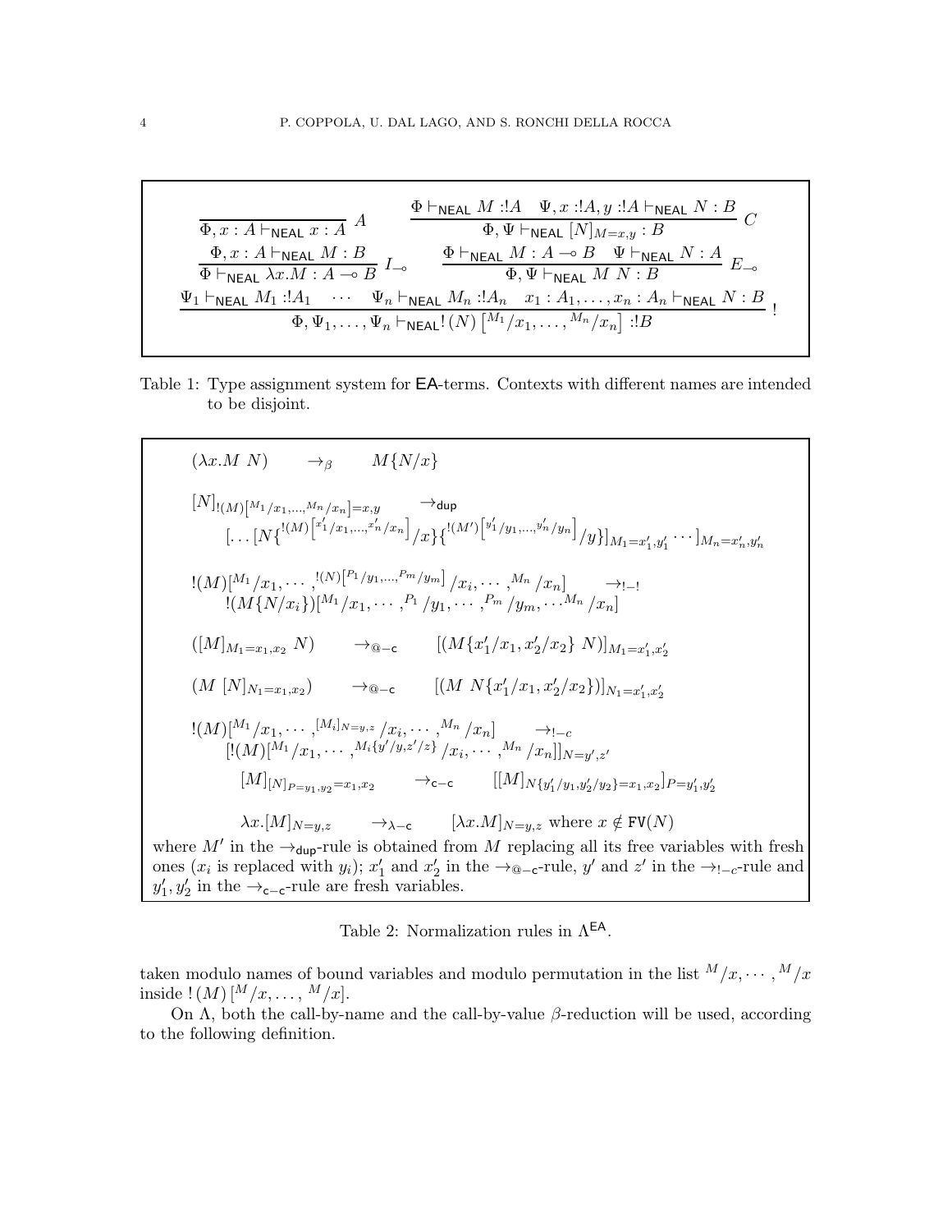$$\frac{}{\Phi, x : A \vdash_{\mathsf{NEAL}} x : A}\ A \qquad \frac{\Phi \vdash_{\mathsf{NEAL}} M :!A \quad \Psi, x :!A, y :!A \vdash_{\mathsf{NEAL}} N : B}{\Phi, \Psi \vdash_{\mathsf{NEAL}} [N]_{M=x,y} : B}\ C$$

$$\frac{\Phi, x : A \vdash_{\mathsf{NEAL}} M : B}{\Phi \vdash_{\mathsf{NEAL}} \lambda x.M : A \multimap B}\ I_{\multimap} \qquad \frac{\Phi \vdash_{\mathsf{NEAL}} M : A \multimap B \quad \Psi \vdash_{\mathsf{NEAL}} N : A}{\Phi, \Psi \vdash_{\mathsf{NEAL}} M\ N : B}\ E_{\multimap}$$

$$\frac{\Psi_1 \vdash_{\mathsf{NEAL}} M_1 :!A_1 \quad \cdots \quad \Psi_n \vdash_{\mathsf{NEAL}} M_n :!A_n \quad x_1 : A_1, \ldots, x_n : A_n \vdash_{\mathsf{NEAL}} N : B}{\Phi, \Psi_1, \ldots, \Psi_n \vdash_{\mathsf{NEAL}} !(N)\left[{}^{M_1}/x_1, \ldots, {}^{M_n}/x_n\right] :!B}\ !$$

Table 1: Type assignment system for $\mathsf{EA}$-terms. Contexts with different names are intended to be disjoint.

$$(\lambda x.M\ N) \quad \to_\beta \quad M\{N/x\}$$

$$[N]_{!(M)\left[{}^{M_1}/x_1, \ldots, {}^{M_n}/x_n\right]=x,y} \quad \to_{\mathsf{dup}}$$
$$[\ldots[N\{{}^{!(M)\left[{}^{x'_1}/x_1,\ldots,{}^{x'_n}/x_n\right]}/x\}\{{}^{!(M')\left[{}^{y'_1}/y_1,\ldots,{}^{y'_n}/y_n\right]}/y\}]_{M_1=x'_1,y'_1} \cdots]_{M_n=x'_n,y'_n}$$

$$!(M)\left[{}^{M_1}/x_1, \cdots, {}^{!(N)\left[{}^{P_1}/y_1,\ldots,{}^{P_m}/y_m\right]}/x_i, \cdots, {}^{M_n}/x_n\right] \quad \to_{!-!}$$
$$!(M\{N/x_i\})\left[{}^{M_1}/x_1, \cdots, {}^{P_1}/y_1, \cdots, {}^{P_m}/y_m, \cdots {}^{M_n}/x_n\right]$$

$$([M]_{M_1=x_1,x_2}\ N) \quad \to_{@-\mathsf{c}} \quad [(M\{x'_1/x_1, x'_2/x_2\}\ N)]_{M_1=x'_1,x'_2}$$

$$(M\ [N]_{N_1=x_1,x_2}) \quad \to_{@-\mathsf{c}} \quad [(M\ N\{x'_1/x_1, x'_2/x_2\})]_{N_1=x'_1,x'_2}$$

$$!(M)\left[{}^{M_1}/x_1, \cdots, {}^{[M_i]_{N=y,z}}/x_i, \cdots, {}^{M_n}/x_n\right] \quad \to_{!-c}$$
$$[!(M)\left[{}^{M_1}/x_1, \cdots, {}^{M_i\{y'/y,z'/z\}}/x_i, \cdots, {}^{M_n}/x_n\right]]_{N=y',z'}$$

$$[M]_{[N]_{P=y_1,y_2}=x_1,x_2} \quad \to_{\mathsf{c}-\mathsf{c}} \quad [[M]_{N\{y'_1/y_1,y'_2/y_2\}=x_1,x_2}]_{P=y'_1,y'_2}$$

$$\lambda x.[M]_{N=y,z} \quad \to_{\lambda-\mathsf{c}} \quad [\lambda x.M]_{N=y,z} \text{ where } x \notin \mathtt{FV}(N)$$

where $M'$ in the $\to_{\mathsf{dup}}$-rule is obtained from $M$ replacing all its free variables with fresh ones ($x_i$ is replaced with $y_i$); $x'_1$ and $x'_2$ in the $\to_{@-\mathsf{c}}$-rule, $y'$ and $z'$ in the $\to_{!-c}$-rule and $y'_1, y'_2$ in the $\to_{\mathsf{c}-\mathsf{c}}$-rule are fresh variables.

Table 2: Normalization rules in $\Lambda^{\mathsf{EA}}$.

taken modulo names of bound variables and modulo permutation in the list ${}^{M}/x, \cdots, {}^{M}/x$ inside $!(M)\left[{}^{M}/x, \ldots, {}^{M}/x\right]$.

On $\Lambda$, both the call-by-name and the call-by-value $\beta$-reduction will be used, according to the following definition.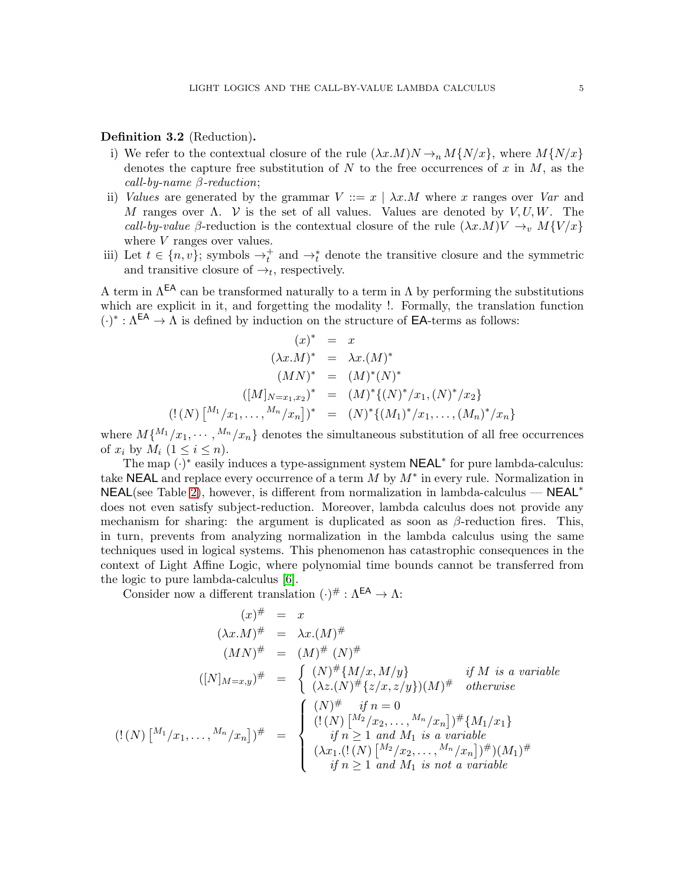**Definition 3.2** (Reduction)**.**

i) We refer to the contextual closure of the rule $(\lambda x.M)N \rightarrow_n M\{N/x\}$, where $M\{N/x\}$ denotes the capture free substitution of $N$ to the free occurrences of $x$ in $M$, as the *call-by-name $\beta$-reduction*;
ii) *Values* are generated by the grammar $V ::= x \mid \lambda x.M$ where $x$ ranges over *Var* and $M$ ranges over $\Lambda$. $\mathcal{V}$ is the set of all values. Values are denoted by $V, U, W$. The *call-by-value* $\beta$-reduction is the contextual closure of the rule $(\lambda x.M)V \rightarrow_v M\{V/x\}$ where $V$ ranges over values.
iii) Let $t \in \{n, v\}$; symbols $\rightarrow_t^+$ and $\rightarrow_t^*$ denote the transitive closure and the symmetric and transitive closure of $\rightarrow_t$, respectively.

A term in $\Lambda^{\mathsf{EA}}$ can be transformed naturally to a term in $\Lambda$ by performing the substitutions which are explicit in it, and forgetting the modality !. Formally, the translation function $(\cdot)^* : \Lambda^{\mathsf{EA}} \rightarrow \Lambda$ is defined by induction on the structure of $\mathsf{EA}$-terms as follows:

$$
\begin{array}{rcl}
(x)^* & = & x \\
(\lambda x.M)^* & = & \lambda x.(M)^* \\
(MN)^* & = & (M)^*(N)^* \\
([M]_{N=x_1,x_2})^* & = & (M)^*\{(N)^*/x_1, (N)^*/x_2\} \\
(!\,(N)\left[{}^{M_1}/x_1, \ldots, {}^{M_n}/x_n\right])^* & = & (N)^*\{(M_1)^*/x_1, \ldots, (M_n)^*/x_n\}
\end{array}
$$

where $M\{{}^{M_1}/x_1, \cdots, {}^{M_n}/x_n\}$ denotes the simultaneous substitution of all free occurrences of $x_i$ by $M_i$ $(1 \leq i \leq n)$.

The map $(\cdot)^*$ easily induces a type-assignment system $\mathsf{NEAL}^*$ for pure lambda-calculus: take $\mathsf{NEAL}$ and replace every occurrence of a term $M$ by $M^*$ in every rule. Normalization in $\mathsf{NEAL}$(see Table 2), however, is different from normalization in lambda-calculus — $\mathsf{NEAL}^*$ does not even satisfy subject-reduction. Moreover, lambda calculus does not provide any mechanism for sharing: the argument is duplicated as soon as $\beta$-reduction fires. This, in turn, prevents from analyzing normalization in the lambda calculus using the same techniques used in logical systems. This phenomenon has catastrophic consequences in the context of Light Affine Logic, where polynomial time bounds cannot be transferred from the logic to pure lambda-calculus [6].

Consider now a different translation $(\cdot)^\# : \Lambda^{\mathsf{EA}} \rightarrow \Lambda$:

$$
\begin{array}{rcl}
(x)^\# & = & x \\
(\lambda x.M)^\# & = & \lambda x.(M)^\# \\
(MN)^\# & = & (M)^\#\ (N)^\# \\
([N]_{M=x,y})^\# & = & \left\{ \begin{array}{ll} (N)^\#\{M/x, M/y\} & \textit{if } M \textit{ is a variable} \\ (\lambda z.(N)^\#\{z/x, z/y\})(M)^\# & \textit{otherwise} \end{array} \right. \\
(!\,(N)\left[{}^{M_1}/x_1, \ldots, {}^{M_n}/x_n\right])^\# & = & \left\{ \begin{array}{l} (N)^\# \quad \textit{if } n = 0 \\ (!\,(N)\left[{}^{M_2}/x_2, \ldots, {}^{M_n}/x_n\right])^\#\{M_1/x_1\} \\ \quad \textit{if } n \geq 1 \textit{ and } M_1 \textit{ is a variable} \\ (\lambda x_1.(!\,(N)\left[{}^{M_2}/x_2, \ldots, {}^{M_n}/x_n\right])^\#)(M_1)^\# \\ \quad \textit{if } n \geq 1 \textit{ and } M_1 \textit{ is not a variable} \end{array} \right.
\end{array}
$$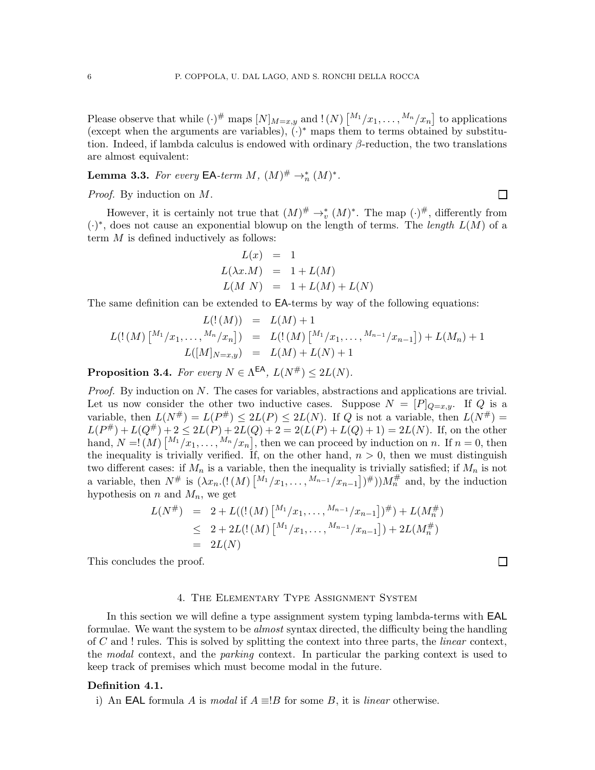Please observe that while $(\cdot)^{\#}$ maps $[N]_{M=x,y}$ and $!(N)\left[{}^{M_1}/x_1,\ldots,{}^{M_n}/x_n\right]$ to applications (except when the arguments are variables), $(\cdot)^{*}$ maps them to terms obtained by substitution. Indeed, if lambda calculus is endowed with ordinary $\beta$-reduction, the two translations are almost equivalent:

**Lemma 3.3.** *For every* EA*-term* $M$*,* $(M)^{\#} \rightarrow_n^* (M)^*$*.*

*Proof.* By induction on $M$. ◻

However, it is certainly not true that $(M)^{\#} \rightarrow_v^* (M)^*$. The map $(\cdot)^{\#}$, differently from $(\cdot)^*$, does not cause an exponential blowup on the length of terms. The *length* $L(M)$ of a term $M$ is defined inductively as follows:

$$
\begin{array}{rcl}
L(x) & = & 1 \\
L(\lambda x.M) & = & 1 + L(M) \\
L(M\ N) & = & 1 + L(M) + L(N)
\end{array}
$$

The same definition can be extended to EA-terms by way of the following equations:

$$
\begin{array}{rcl}
L(!(M)) & = & L(M) + 1 \\
L(!(M)\left[{}^{M_1}/x_1,\ldots,{}^{M_n}/x_n\right]) & = & L(!(M)\left[{}^{M_1}/x_1,\ldots,{}^{M_{n-1}}/x_{n-1}\right]) + L(M_n) + 1 \\
L([M]_{N=x,y}) & = & L(M) + L(N) + 1
\end{array}
$$

**Proposition 3.4.** *For every* $N \in \Lambda^{\mathsf{EA}}$*,* $L(N^{\#}) \leq 2L(N)$*.*

*Proof.* By induction on $N$. The cases for variables, abstractions and applications are trivial. Let us now consider the other two inductive cases. Suppose $N = [P]_{Q=x,y}$. If $Q$ is a variable, then $L(N^{\#}) = L(P^{\#}) \leq 2L(P) \leq 2L(N)$. If $Q$ is not a variable, then $L(N^{\#}) = L(P^{\#}) + L(Q^{\#}) + 2 \leq 2L(P) + 2L(Q) + 2 = 2(L(P) + L(Q) + 1) = 2L(N)$. If, on the other hand, $N = !(M)\left[{}^{M_1}/x_1,\ldots,{}^{M_n}/x_n\right]$, then we can proceed by induction on $n$. If $n = 0$, then the inequality is trivially verified. If, on the other hand, $n > 0$, then we must distinguish two different cases: if $M_n$ is a variable, then the inequality is trivially satisfied; if $M_n$ is not a variable, then $N^{\#}$ is $(\lambda x_n.(!(M)\left[{}^{M_1}/x_1,\ldots,{}^{M_{n-1}}/x_{n-1}\right])^{\#}))M_n^{\#}$ and, by the induction hypothesis on $n$ and $M_n$, we get

$$
\begin{array}{rcl}
L(N^{\#}) & = & 2 + L((!(M)\left[{}^{M_1}/x_1,\ldots,{}^{M_{n-1}}/x_{n-1}\right])^{\#}) + L(M_n^{\#}) \\
& \leq & 2 + 2L(!(M)\left[{}^{M_1}/x_1,\ldots,{}^{M_{n-1}}/x_{n-1}\right]) + 2L(M_n^{\#}) \\
& = & 2L(N)
\end{array}
$$

This concludes the proof. ◻

## 4. The Elementary Type Assignment System

In this section we will define a type assignment system typing lambda-terms with EAL formulae. We want the system to be *almost* syntax directed, the difficulty being the handling of $C$ and $!$ rules. This is solved by splitting the context into three parts, the *linear* context, the *modal* context, and the *parking* context. In particular the parking context is used to keep track of premises which must become modal in the future.

**Definition 4.1.**

i) An EAL formula $A$ is *modal* if $A \equiv !B$ for some $B$, it is *linear* otherwise.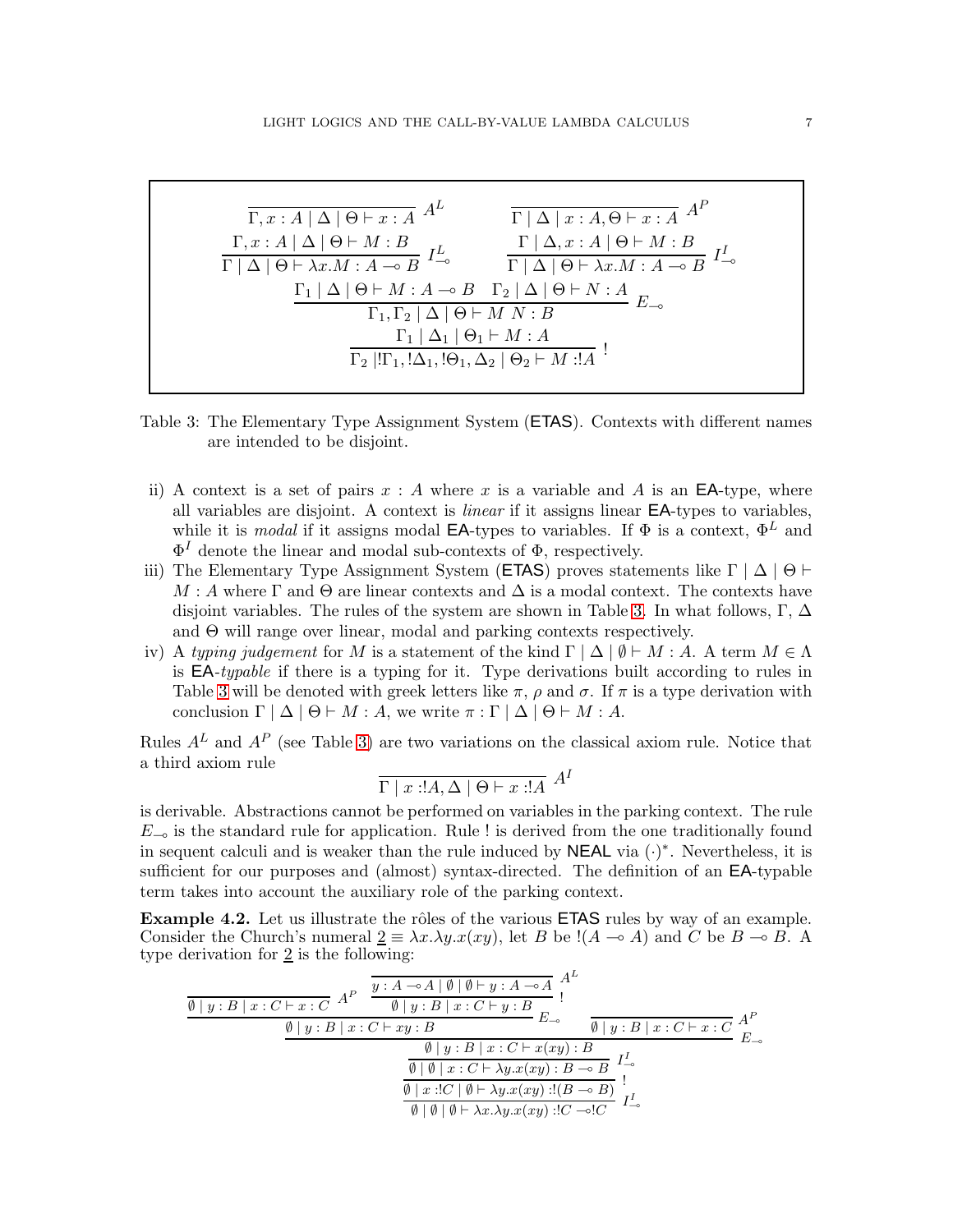$$
\frac{}{\Gamma, x : A \mid \Delta \mid \Theta \vdash x : A}\ A^L
\qquad
\frac{}{\Gamma \mid \Delta \mid x : A, \Theta \vdash x : A}\ A^P
$$

$$
\frac{\Gamma, x : A \mid \Delta \mid \Theta \vdash M : B}{\Gamma \mid \Delta \mid \Theta \vdash \lambda x.M : A \multimap B}\ I^L_{\multimap}
\qquad
\frac{\Gamma \mid \Delta, x : A \mid \Theta \vdash M : B}{\Gamma \mid \Delta \mid \Theta \vdash \lambda x.M : A \multimap B}\ I^I_{\multimap}
$$

$$
\frac{\Gamma_1 \mid \Delta \mid \Theta \vdash M : A \multimap B \quad \Gamma_2 \mid \Delta \mid \Theta \vdash N : A}{\Gamma_1, \Gamma_2 \mid \Delta \mid \Theta \vdash M\ N : B}\ E_{\multimap}
$$

$$
\frac{\Gamma_1 \mid \Delta_1 \mid \Theta_1 \vdash M : A}{\Gamma_2 \mid !\Gamma_1, !\Delta_1, !\Theta_1, \Delta_2 \mid \Theta_2 \vdash M : !A}\ !
$$

Table 3: The Elementary Type Assignment System (ETAS). Contexts with different names are intended to be disjoint.

ii) A context is a set of pairs $x : A$ where $x$ is a variable and $A$ is an EA-type, where all variables are disjoint. A context is *linear* if it assigns linear EA-types to variables, while it is *modal* if it assigns modal EA-types to variables. If $\Phi$ is a context, $\Phi^L$ and $\Phi^I$ denote the linear and modal sub-contexts of $\Phi$, respectively.

iii) The Elementary Type Assignment System (ETAS) proves statements like $\Gamma \mid \Delta \mid \Theta \vdash M : A$ where $\Gamma$ and $\Theta$ are linear contexts and $\Delta$ is a modal context. The contexts have disjoint variables. The rules of the system are shown in Table 3. In what follows, $\Gamma$, $\Delta$ and $\Theta$ will range over linear, modal and parking contexts respectively.

iv) A *typing judgement* for $M$ is a statement of the kind $\Gamma \mid \Delta \mid \emptyset \vdash M : A$. A term $M \in \Lambda$ is EA-*typable* if there is a typing for it. Type derivations built according to rules in Table 3 will be denoted with greek letters like $\pi$, $\rho$ and $\sigma$. If $\pi$ is a type derivation with conclusion $\Gamma \mid \Delta \mid \Theta \vdash M : A$, we write $\pi : \Gamma \mid \Delta \mid \Theta \vdash M : A$.

Rules $A^L$ and $A^P$ (see Table 3) are two variations on the classical axiom rule. Notice that a third axiom rule

$$
\frac{}{\Gamma \mid x : !A, \Delta \mid \Theta \vdash x : !A}\ A^I
$$

is derivable. Abstractions cannot be performed on variables in the parking context. The rule $E_{\multimap}$ is the standard rule for application. Rule ! is derived from the one traditionally found in sequent calculi and is weaker than the rule induced by NEAL via $(\cdot)^*$. Nevertheless, it is sufficient for our purposes and (almost) syntax-directed. The definition of an EA-typable term takes into account the auxiliary role of the parking context.

**Example 4.2.** Let us illustrate the rôles of the various ETAS rules by way of an example. Consider the Church's numeral $\underline{2} \equiv \lambda x.\lambda y.x(xy)$, let $B$ be $!(A \multimap A)$ and $C$ be $B \multimap B$. A type derivation for $\underline{2}$ is the following:

$$
\dfrac{\dfrac{\dfrac{\dfrac{\dfrac{}{\emptyset \mid y : B \mid x : C \vdash x : C}\ A^P \quad \dfrac{\dfrac{}{y : A \multimap A \mid \emptyset \mid \emptyset \vdash y : A \multimap A}\ A^L}{\emptyset \mid y : B \mid x : C \vdash y : B}\ !}{\emptyset \mid y : B \mid x : C \vdash xy : B}\ E_{\multimap} \quad \dfrac{}{\emptyset \mid y : B \mid x : C \vdash x : C}\ A^P}{\emptyset \mid y : B \mid x : C \vdash x(xy) : B}\ E_{\multimap}}{\emptyset \mid \emptyset \mid x : C \vdash \lambda y.x(xy) : B \multimap B}\ I^I_{\multimap}}{\dfrac{\emptyset \mid x : !C \mid \emptyset \vdash \lambda y.x(xy) : !(B \multimap B)}{\emptyset \mid \emptyset \mid \emptyset \vdash \lambda x.\lambda y.x(xy) : !C \multimap !C}\ I^I_{\multimap}}\ !
$$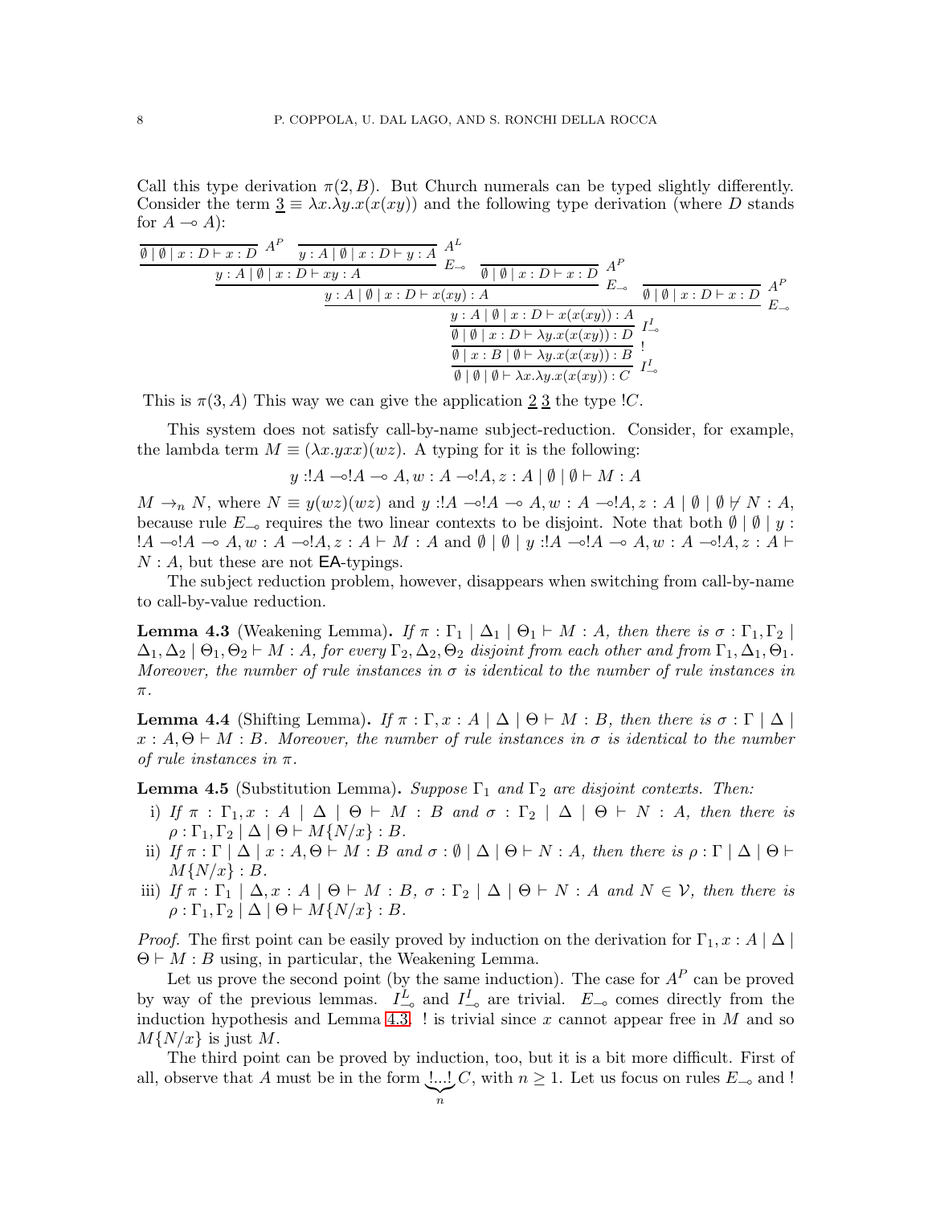Call this type derivation $\pi(2, B)$. But Church numerals can be typed slightly differently. Consider the term $\underline{3} \equiv \lambda x.\lambda y.x(x(xy))$ and the following type derivation (where $D$ stands for $A \multimap A$):

$$
\dfrac{\dfrac{\dfrac{\dfrac{\dfrac{\dfrac{\dfrac{}{\emptyset \mid \emptyset \mid x : D \vdash x : D}\ A^P \quad \dfrac{}{y : A \mid \emptyset \mid x : D \vdash y : A}\ A^L}{y : A \mid \emptyset \mid x : D \vdash xy : A}\ E_{\multimap} \quad \dfrac{}{\emptyset \mid \emptyset \mid x : D \vdash x : D}\ A^P}{y : A \mid \emptyset \mid x : D \vdash x(xy) : A}\ E_{\multimap} \quad \dfrac{}{\emptyset \mid \emptyset \mid x : D \vdash x : D}\ A^P}{y : A \mid \emptyset \mid x : D \vdash x(x(xy)) : A}\ E_{\multimap}}{\emptyset \mid \emptyset \mid x : D \vdash \lambda y.x(x(xy)) : D}\ I^I_{\multimap}}{\emptyset \mid x : B \mid \emptyset \vdash \lambda y.x(x(xy)) : B}\ !}{\emptyset \mid \emptyset \mid \emptyset \vdash \lambda x.\lambda y.x(x(xy)) : C}\ I^I_{\multimap}
$$

This is $\pi(3, A)$ This way we can give the application $\underline{2}\ \underline{3}$ the type $!C$.

This system does not satisfy call-by-name subject-reduction. Consider, for example, the lambda term $M \equiv (\lambda x.yxx)(wz)$. A typing for it is the following:

$$
y : !A \multimap !A \multimap A, w : A \multimap !A, z : A \mid \emptyset \mid \emptyset \vdash M : A
$$

$M \to_n N$, where $N \equiv y(wz)(wz)$ and $y : !A \multimap !A \multimap A, w : A \multimap !A, z : A \mid \emptyset \mid \emptyset \nvdash N : A$, because rule $E_{\multimap}$ requires the two linear contexts to be disjoint. Note that both $\emptyset \mid \emptyset \mid y : !A \multimap !A \multimap A, w : A \multimap !A, z : A \vdash M : A$ and $\emptyset \mid \emptyset \mid y : !A \multimap !A \multimap A, w : A \multimap !A, z : A \vdash N : A$, but these are not $\mathsf{EA}$-typings.

The subject reduction problem, however, disappears when switching from call-by-name to call-by-value reduction.

**Lemma 4.3** (Weakening Lemma)**.** *If $\pi : \Gamma_1 \mid \Delta_1 \mid \Theta_1 \vdash M : A$, then there is $\sigma : \Gamma_1, \Gamma_2 \mid \Delta_1, \Delta_2 \mid \Theta_1, \Theta_2 \vdash M : A$, for every $\Gamma_2, \Delta_2, \Theta_2$ disjoint from each other and from $\Gamma_1, \Delta_1, \Theta_1$. Moreover, the number of rule instances in $\sigma$ is identical to the number of rule instances in $\pi$.*

**Lemma 4.4** (Shifting Lemma)**.** *If $\pi : \Gamma, x : A \mid \Delta \mid \Theta \vdash M : B$, then there is $\sigma : \Gamma \mid \Delta \mid x : A, \Theta \vdash M : B$. Moreover, the number of rule instances in $\sigma$ is identical to the number of rule instances in $\pi$.*

**Lemma 4.5** (Substitution Lemma)**.** *Suppose $\Gamma_1$ and $\Gamma_2$ are disjoint contexts. Then:*

i) *If $\pi : \Gamma_1, x : A \mid \Delta \mid \Theta \vdash M : B$ and $\sigma : \Gamma_2 \mid \Delta \mid \Theta \vdash N : A$, then there is $\rho : \Gamma_1, \Gamma_2 \mid \Delta \mid \Theta \vdash M\{N/x\} : B$.*
ii) *If $\pi : \Gamma \mid \Delta \mid x : A, \Theta \vdash M : B$ and $\sigma : \emptyset \mid \Delta \mid \Theta \vdash N : A$, then there is $\rho : \Gamma \mid \Delta \mid \Theta \vdash M\{N/x\} : B$.*
iii) *If $\pi : \Gamma_1 \mid \Delta, x : A \mid \Theta \vdash M : B$, $\sigma : \Gamma_2 \mid \Delta \mid \Theta \vdash N : A$ and $N \in \mathcal{V}$, then there is $\rho : \Gamma_1, \Gamma_2 \mid \Delta \mid \Theta \vdash M\{N/x\} : B$.*

*Proof.* The first point can be easily proved by induction on the derivation for $\Gamma_1, x : A \mid \Delta \mid \Theta \vdash M : B$ using, in particular, the Weakening Lemma.

Let us prove the second point (by the same induction). The case for $A^P$ can be proved by way of the previous lemmas. $I^L_{\multimap}$ and $I^I_{\multimap}$ are trivial. $E_{\multimap}$ comes directly from the induction hypothesis and Lemma 4.3. ! is trivial since $x$ cannot appear free in $M$ and so $M\{N/x\}$ is just $M$.

The third point can be proved by induction, too, but it is a bit more difficult. First of all, observe that $A$ must be in the form $\underbrace{!...!}_{n} C$, with $n \geq 1$. Let us focus on rules $E_{\multimap}$ and !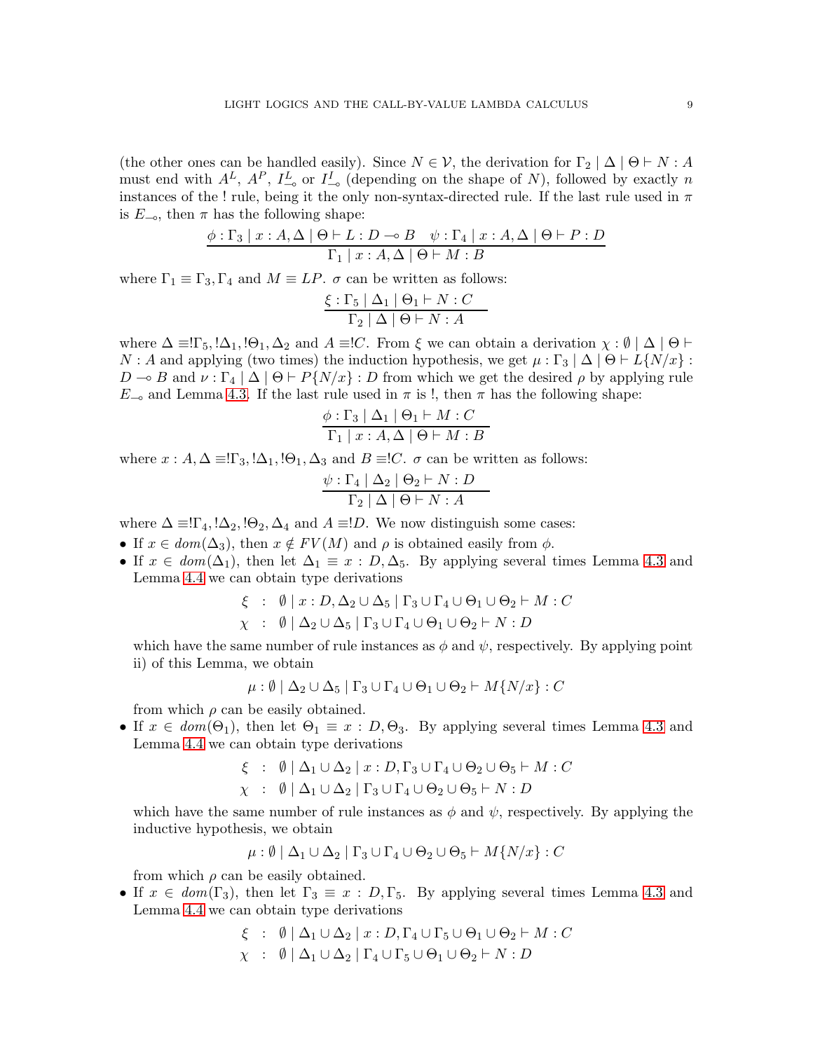(the other ones can be handled easily). Since $N \in \mathcal{V}$, the derivation for $\Gamma_2 \mid \Delta \mid \Theta \vdash N : A$ must end with $A^L$, $A^P$, $I^L_{\multimap}$ or $I^I_{\multimap}$ (depending on the shape of $N$), followed by exactly $n$ instances of the ! rule, being it the only non-syntax-directed rule. If the last rule used in $\pi$ is $E_{\multimap}$, then $\pi$ has the following shape:

$$\frac{\phi : \Gamma_3 \mid x : A, \Delta \mid \Theta \vdash L : D \multimap B \quad \psi : \Gamma_4 \mid x : A, \Delta \mid \Theta \vdash P : D}{\Gamma_1 \mid x : A, \Delta \mid \Theta \vdash M : B}$$

where $\Gamma_1 \equiv \Gamma_3, \Gamma_4$ and $M \equiv LP$. $\sigma$ can be written as follows:

$$\frac{\xi : \Gamma_5 \mid \Delta_1 \mid \Theta_1 \vdash N : C}{\Gamma_2 \mid \Delta \mid \Theta \vdash N : A}$$

where $\Delta \equiv !\Gamma_5, !\Delta_1, !\Theta_1, \Delta_2$ and $A \equiv !C$. From $\xi$ we can obtain a derivation $\chi : \emptyset \mid \Delta \mid \Theta \vdash N : A$ and applying (two times) the induction hypothesis, we get $\mu : \Gamma_3 \mid \Delta \mid \Theta \vdash L\{N/x\} : D \multimap B$ and $\nu : \Gamma_4 \mid \Delta \mid \Theta \vdash P\{N/x\} : D$ from which we get the desired $\rho$ by applying rule $E_{\multimap}$ and Lemma 4.3. If the last rule used in $\pi$ is !, then $\pi$ has the following shape:

$$\frac{\phi : \Gamma_3 \mid \Delta_1 \mid \Theta_1 \vdash M : C}{\Gamma_1 \mid x : A, \Delta \mid \Theta \vdash M : B}$$

where $x : A, \Delta \equiv !\Gamma_3, !\Delta_1, !\Theta_1, \Delta_3$ and $B \equiv !C$. $\sigma$ can be written as follows:

$$\frac{\psi : \Gamma_4 \mid \Delta_2 \mid \Theta_2 \vdash N : D}{\Gamma_2 \mid \Delta \mid \Theta \vdash N : A}$$

where $\Delta \equiv !\Gamma_4, !\Delta_2, !\Theta_2, \Delta_4$ and $A \equiv !D$. We now distinguish some cases:

- If $x \in dom(\Delta_3)$, then $x \notin FV(M)$ and $\rho$ is obtained easily from $\phi$.
- If $x \in dom(\Delta_1)$, then let $\Delta_1 \equiv x : D, \Delta_5$. By applying several times Lemma 4.3 and Lemma 4.4 we can obtain type derivations

$$\begin{aligned}\xi &: \emptyset \mid x : D, \Delta_2 \cup \Delta_5 \mid \Gamma_3 \cup \Gamma_4 \cup \Theta_1 \cup \Theta_2 \vdash M : C \\ \chi &: \emptyset \mid \Delta_2 \cup \Delta_5 \mid \Gamma_3 \cup \Gamma_4 \cup \Theta_1 \cup \Theta_2 \vdash N : D\end{aligned}$$

  which have the same number of rule instances as $\phi$ and $\psi$, respectively. By applying point ii) of this Lemma, we obtain

$$\mu : \emptyset \mid \Delta_2 \cup \Delta_5 \mid \Gamma_3 \cup \Gamma_4 \cup \Theta_1 \cup \Theta_2 \vdash M\{N/x\} : C$$

  from which $\rho$ can be easily obtained.
- If $x \in dom(\Theta_1)$, then let $\Theta_1 \equiv x : D, \Theta_3$. By applying several times Lemma 4.3 and Lemma 4.4 we can obtain type derivations

$$\begin{aligned}\xi &: \emptyset \mid \Delta_1 \cup \Delta_2 \mid x : D, \Gamma_3 \cup \Gamma_4 \cup \Theta_2 \cup \Theta_5 \vdash M : C \\ \chi &: \emptyset \mid \Delta_1 \cup \Delta_2 \mid \Gamma_3 \cup \Gamma_4 \cup \Theta_2 \cup \Theta_5 \vdash N : D\end{aligned}$$

  which have the same number of rule instances as $\phi$ and $\psi$, respectively. By applying the inductive hypothesis, we obtain

$$\mu : \emptyset \mid \Delta_1 \cup \Delta_2 \mid \Gamma_3 \cup \Gamma_4 \cup \Theta_2 \cup \Theta_5 \vdash M\{N/x\} : C$$

  from which $\rho$ can be easily obtained.
- If $x \in dom(\Gamma_3)$, then let $\Gamma_3 \equiv x : D, \Gamma_5$. By applying several times Lemma 4.3 and Lemma 4.4 we can obtain type derivations

$$\begin{aligned}\xi &: \emptyset \mid \Delta_1 \cup \Delta_2 \mid x : D, \Gamma_4 \cup \Gamma_5 \cup \Theta_1 \cup \Theta_2 \vdash M : C \\ \chi &: \emptyset \mid \Delta_1 \cup \Delta_2 \mid \Gamma_4 \cup \Gamma_5 \cup \Theta_1 \cup \Theta_2 \vdash N : D\end{aligned}$$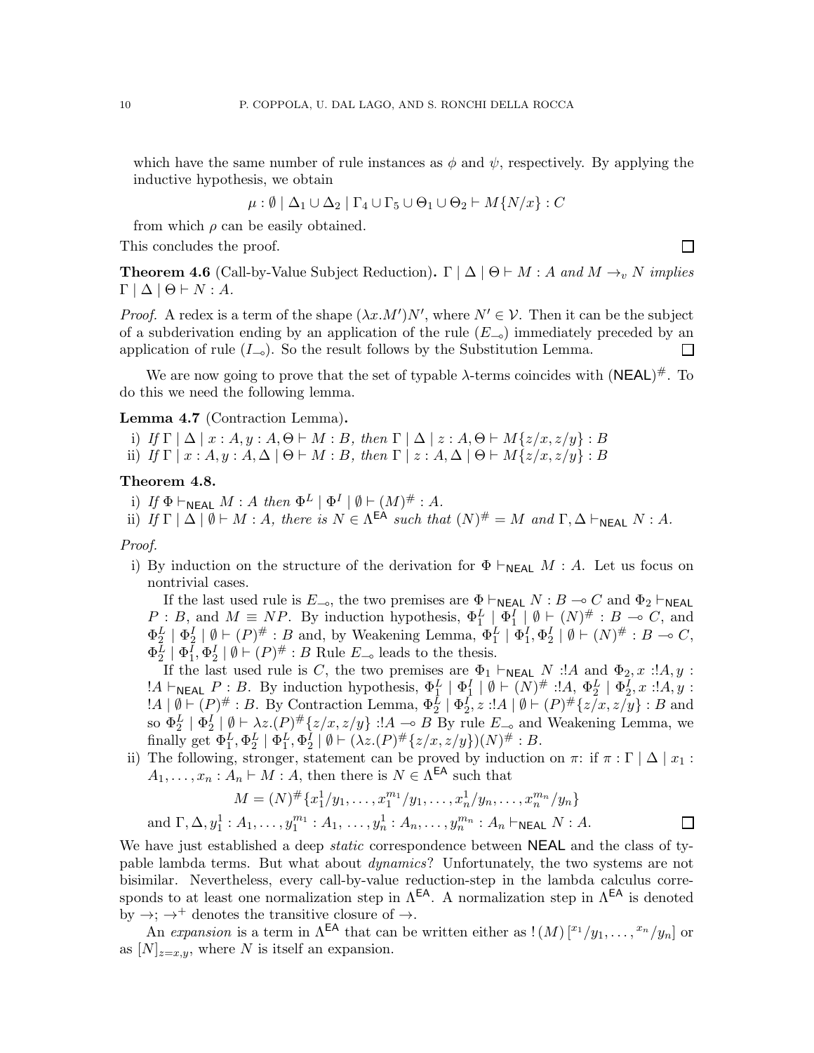which have the same number of rule instances as $\phi$ and $\psi$, respectively. By applying the inductive hypothesis, we obtain

$$\mu : \emptyset \mid \Delta_1 \cup \Delta_2 \mid \Gamma_4 \cup \Gamma_5 \cup \Theta_1 \cup \Theta_2 \vdash M\{N/x\} : C$$

from which $\rho$ can be easily obtained.

This concludes the proof. $\square$

**Theorem 4.6** (Call-by-Value Subject Reduction)**.** *$\Gamma \mid \Delta \mid \Theta \vdash M : A$ and $M \to_v N$ implies $\Gamma \mid \Delta \mid \Theta \vdash N : A$.*

*Proof.* A redex is a term of the shape $(\lambda x.M')N'$, where $N' \in \mathcal{V}$. Then it can be the subject of a subderivation ending by an application of the rule $(E_{\multimap})$ immediately preceded by an application of rule $(I_{\multimap})$. So the result follows by the Substitution Lemma. $\square$

We are now going to prove that the set of typable $\lambda$-terms coincides with $(\mathsf{NEAL})^{\#}$. To do this we need the following lemma.

**Lemma 4.7** (Contraction Lemma)**.**

i) *If $\Gamma \mid \Delta \mid x : A, y : A, \Theta \vdash M : B$, then $\Gamma \mid \Delta \mid z : A, \Theta \vdash M\{z/x, z/y\} : B$*
ii) *If $\Gamma \mid x : A, y : A, \Delta \mid \Theta \vdash M : B$, then $\Gamma \mid z : A, \Delta \mid \Theta \vdash M\{z/x, z/y\} : B$*

**Theorem 4.8.**

i) *If $\Phi \vdash_{\mathsf{NEAL}} M : A$ then $\Phi^L \mid \Phi^I \mid \emptyset \vdash (M)^{\#} : A$.*
ii) *If $\Gamma \mid \Delta \mid \emptyset \vdash M : A$, there is $N \in \Lambda^{\mathsf{EA}}$ such that $(N)^{\#} = M$ and $\Gamma, \Delta \vdash_{\mathsf{NEAL}} N : A$.*

*Proof.*

i) By induction on the structure of the derivation for $\Phi \vdash_{\mathsf{NEAL}} M : A$. Let us focus on nontrivial cases.

   If the last used rule is $E_{\multimap}$, the two premises are $\Phi \vdash_{\mathsf{NEAL}} N : B \multimap C$ and $\Phi_2 \vdash_{\mathsf{NEAL}} P : B$, and $M \equiv NP$. By induction hypothesis, $\Phi_1^L \mid \Phi_1^I \mid \emptyset \vdash (N)^{\#} : B \multimap C$, and $\Phi_2^L \mid \Phi_2^I \mid \emptyset \vdash (P)^{\#} : B$ and, by Weakening Lemma, $\Phi_1^L \mid \Phi_1^I, \Phi_2^I \mid \emptyset \vdash (N)^{\#} : B \multimap C$, $\Phi_2^L \mid \Phi_1^I, \Phi_2^I \mid \emptyset \vdash (P)^{\#} : B$ Rule $E_{\multimap}$ leads to the thesis.

   If the last used rule is $C$, the two premises are $\Phi_1 \vdash_{\mathsf{NEAL}} N :!A$ and $\Phi_2, x :!A, y : !A \vdash_{\mathsf{NEAL}} P : B$. By induction hypothesis, $\Phi_1^L \mid \Phi_1^I \mid \emptyset \vdash (N)^{\#} :!A$, $\Phi_2^L \mid \Phi_2^I, x :!A, y : !A \mid \emptyset \vdash (P)^{\#} : B$. By Contraction Lemma, $\Phi_2^L \mid \Phi_2^I, z :!A \mid \emptyset \vdash (P)^{\#}\{z/x, z/y\} : B$ and so $\Phi_2^L \mid \Phi_2^I \mid \emptyset \vdash \lambda z.(P)^{\#}\{z/x, z/y\} :!A \multimap B$ By rule $E_{\multimap}$ and Weakening Lemma, we finally get $\Phi_1^L, \Phi_2^L \mid \Phi_1^I, \Phi_2^I \mid \emptyset \vdash (\lambda z.(P)^{\#}\{z/x, z/y\})(N)^{\#} : B$.

ii) The following, stronger, statement can be proved by induction on $\pi$: if $\pi : \Gamma \mid \Delta \mid x_1 : A_1, \ldots, x_n : A_n \vdash M : A$, then there is $N \in \Lambda^{\mathsf{EA}}$ such that

$$M = (N)^{\#}\{x_1^1/y_1, \ldots, x_1^{m_1}/y_1, \ldots, x_n^1/y_n, \ldots, x_n^{m_n}/y_n\}$$

   and $\Gamma, \Delta, y_1^1 : A_1, \ldots, y_1^{m_1} : A_1, \ldots, y_n^1 : A_n, \ldots, y_n^{m_n} : A_n \vdash_{\mathsf{NEAL}} N : A$. $\square$

We have just established a deep *static* correspondence between $\mathsf{NEAL}$ and the class of typable lambda terms. But what about *dynamics*? Unfortunately, the two systems are not bisimilar. Nevertheless, every call-by-value reduction-step in the lambda calculus corresponds to at least one normalization step in $\Lambda^{\mathsf{EA}}$. A normalization step in $\Lambda^{\mathsf{EA}}$ is denoted by $\to$; $\to^+$ denotes the transitive closure of $\to$.

An *expansion* is a term in $\Lambda^{\mathsf{EA}}$ that can be written either as $!(M)\,[^{x_1}/y_1, \ldots, {}^{x_n}/y_n]$ or as $[N]_{z=x,y}$, where $N$ is itself an expansion.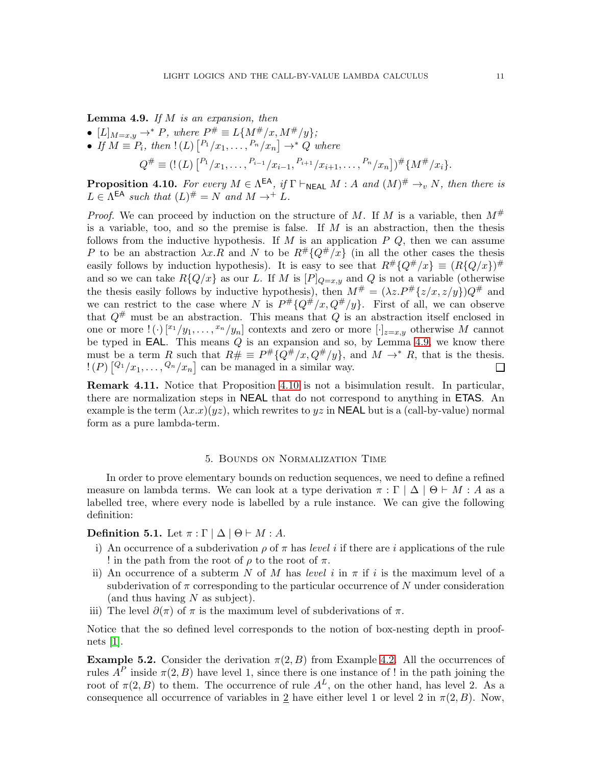**Lemma 4.9.** *If $M$ is an expansion, then*

- $[L]_{M=x,y} \to^* P$*, where* $P^\# \equiv L\{M^\#/x, M^\#/y\}$*;*
- *If* $M \equiv P_i$*, then* $!\,(L)\left[{}^{P_1}/x_1, \ldots, {}^{P_n}/x_n\right] \to^* Q$ *where*

$$Q^\# \equiv (!\,(L)\left[{}^{P_1}/x_1, \ldots, {}^{P_{i-1}}/x_{i-1}, {}^{P_{i+1}}/x_{i+1}, \ldots, {}^{P_n}/x_n\right])^\#\{M^\#/x_i\}.$$

**Proposition 4.10.** *For every $M \in \Lambda^{\mathsf{EA}}$, if $\Gamma \vdash_{\mathsf{NEAL}} M : A$ and $(M)^\# \to_v N$, then there is $L \in \Lambda^{\mathsf{EA}}$ such that $(L)^\# = N$ and $M \to^+ L$.*

*Proof.* We can proceed by induction on the structure of $M$. If $M$ is a variable, then $M^\#$ is a variable, too, and so the premise is false. If $M$ is an abstraction, then the thesis follows from the inductive hypothesis. If $M$ is an application $P\ Q$, then we can assume $P$ to be an abstraction $\lambda x.R$ and $N$ to be $R^\#\{Q^\#/x\}$ (in all the other cases the thesis easily follows by induction hypothesis). It is easy to see that $R^\#\{Q^\#/x\} \equiv (R\{Q/x\})^\#$ and so we can take $R\{Q/x\}$ as our $L$. If $M$ is $[P]_{Q=x,y}$ and $Q$ is not a variable (otherwise the thesis easily follows by inductive hypothesis), then $M^\# = (\lambda z.P^\#\{z/x, z/y\})Q^\#$ and we can restrict to the case where $N$ is $P^\#\{Q^\#/x, Q^\#/y\}$. First of all, we can observe that $Q^\#$ must be an abstraction. This means that $Q$ is an abstraction itself enclosed in one or more $!\,(\cdot)\left[{}^{x_1}/y_1, \ldots, {}^{x_n}/y_n\right]$ contexts and zero or more $[\cdot]_{z=x,y}$ otherwise $M$ cannot be typed in $\mathsf{EAL}$. This means $Q$ is an expansion and so, by Lemma 4.9, we know there must be a term $R$ such that $R\# \equiv P^\#\{Q^\#/x, Q^\#/y\}$, and $M \to^* R$, that is the thesis. $!\,(P)\left[{}^{Q_1}/x_1, \ldots, {}^{Q_n}/x_n\right]$ can be managed in a similar way. $\square$

**Remark 4.11.** Notice that Proposition 4.10 is not a bisimulation result. In particular, there are normalization steps in $\mathsf{NEAL}$ that do not correspond to anything in $\mathsf{ETAS}$. An example is the term $(\lambda x.x)(yz)$, which rewrites to $yz$ in $\mathsf{NEAL}$ but is a (call-by-value) normal form as a pure lambda-term.

## 5. Bounds on Normalization Time

In order to prove elementary bounds on reduction sequences, we need to define a refined measure on lambda terms. We can look at a type derivation $\pi : \Gamma \mid \Delta \mid \Theta \vdash M : A$ as a labelled tree, where every node is labelled by a rule instance. We can give the following definition:

**Definition 5.1.** Let $\pi : \Gamma \mid \Delta \mid \Theta \vdash M : A$.

i) An occurrence of a subderivation $\rho$ of $\pi$ has *level* $i$ if there are $i$ applications of the rule $!$ in the path from the root of $\rho$ to the root of $\pi$.

ii) An occurrence of a subterm $N$ of $M$ has *level* $i$ in $\pi$ if $i$ is the maximum level of a subderivation of $\pi$ corresponding to the particular occurrence of $N$ under consideration (and thus having $N$ as subject).

iii) The level $\partial(\pi)$ of $\pi$ is the maximum level of subderivations of $\pi$.

Notice that the so defined level corresponds to the notion of box-nesting depth in proof-nets [1].

**Example 5.2.** Consider the derivation $\pi(2, B)$ from Example 4.2. All the occurrences of rules $A^P$ inside $\pi(2, B)$ have level 1, since there is one instance of $!$ in the path joining the root of $\pi(2, B)$ to them. The occurrence of rule $A^L$, on the other hand, has level 2. As a consequence all occurrence of variables in $\underline{2}$ have either level 1 or level 2 in $\pi(2, B)$. Now,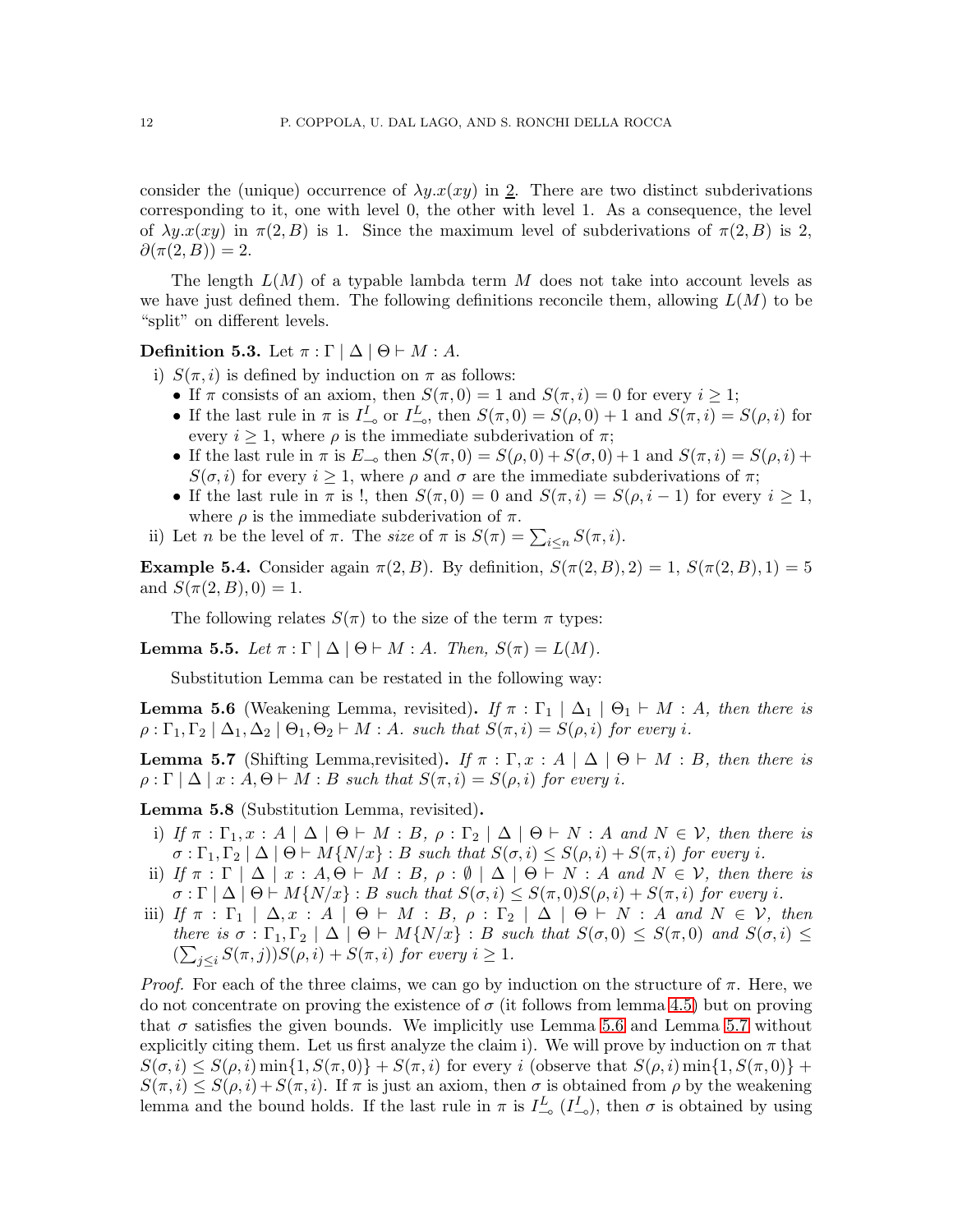consider the (unique) occurrence of $\lambda y.x(xy)$ in $\underline{2}$. There are two distinct subderivations corresponding to it, one with level 0, the other with level 1. As a consequence, the level of $\lambda y.x(xy)$ in $\pi(2, B)$ is 1. Since the maximum level of subderivations of $\pi(2, B)$ is 2, $\partial(\pi(2, B)) = 2$.

The length $L(M)$ of a typable lambda term $M$ does not take into account levels as we have just defined them. The following definitions reconcile them, allowing $L(M)$ to be "split" on different levels.

**Definition 5.3.** Let $\pi : \Gamma \mid \Delta \mid \Theta \vdash M : A$.

i) $S(\pi, i)$ is defined by induction on $\pi$ as follows:
   - If $\pi$ consists of an axiom, then $S(\pi, 0) = 1$ and $S(\pi, i) = 0$ for every $i \geq 1$;
   - If the last rule in $\pi$ is $I^I_{\multimap}$ or $I^L_{\multimap}$, then $S(\pi, 0) = S(\rho, 0) + 1$ and $S(\pi, i) = S(\rho, i)$ for every $i \geq 1$, where $\rho$ is the immediate subderivation of $\pi$;
   - If the last rule in $\pi$ is $E_{\multimap}$ then $S(\pi, 0) = S(\rho, 0) + S(\sigma, 0) + 1$ and $S(\pi, i) = S(\rho, i) + S(\sigma, i)$ for every $i \geq 1$, where $\rho$ and $\sigma$ are the immediate subderivations of $\pi$;
   - If the last rule in $\pi$ is !, then $S(\pi, 0) = 0$ and $S(\pi, i) = S(\rho, i - 1)$ for every $i \geq 1$, where $\rho$ is the immediate subderivation of $\pi$.

ii) Let $n$ be the level of $\pi$. The *size* of $\pi$ is $S(\pi) = \sum_{i \leq n} S(\pi, i)$.

**Example 5.4.** Consider again $\pi(2, B)$. By definition, $S(\pi(2, B), 2) = 1$, $S(\pi(2, B), 1) = 5$ and $S(\pi(2, B), 0) = 1$.

The following relates $S(\pi)$ to the size of the term $\pi$ types:

**Lemma 5.5.** *Let $\pi : \Gamma \mid \Delta \mid \Theta \vdash M : A$. Then, $S(\pi) = L(M)$.*

Substitution Lemma can be restated in the following way:

**Lemma 5.6** (Weakening Lemma, revisited)**.** *If $\pi : \Gamma_1 \mid \Delta_1 \mid \Theta_1 \vdash M : A$, then there is $\rho : \Gamma_1, \Gamma_2 \mid \Delta_1, \Delta_2 \mid \Theta_1, \Theta_2 \vdash M : A$. such that $S(\pi, i) = S(\rho, i)$ for every $i$.*

**Lemma 5.7** (Shifting Lemma,revisited)**.** *If $\pi : \Gamma, x : A \mid \Delta \mid \Theta \vdash M : B$, then there is $\rho : \Gamma \mid \Delta \mid x : A, \Theta \vdash M : B$ such that $S(\pi, i) = S(\rho, i)$ for every $i$.*

**Lemma 5.8** (Substitution Lemma, revisited)**.**

i) *If $\pi : \Gamma_1, x : A \mid \Delta \mid \Theta \vdash M : B$, $\rho : \Gamma_2 \mid \Delta \mid \Theta \vdash N : A$ and $N \in \mathcal{V}$, then there is $\sigma : \Gamma_1, \Gamma_2 \mid \Delta \mid \Theta \vdash M\{N/x\} : B$ such that $S(\sigma, i) \leq S(\rho, i) + S(\pi, i)$ for every $i$.*

ii) *If $\pi : \Gamma \mid \Delta \mid x : A, \Theta \vdash M : B$, $\rho : \emptyset \mid \Delta \mid \Theta \vdash N : A$ and $N \in \mathcal{V}$, then there is $\sigma : \Gamma \mid \Delta \mid \Theta \vdash M\{N/x\} : B$ such that $S(\sigma, i) \leq S(\pi, 0)S(\rho, i) + S(\pi, i)$ for every $i$.*

iii) *If $\pi : \Gamma_1 \mid \Delta, x : A \mid \Theta \vdash M : B$, $\rho : \Gamma_2 \mid \Delta \mid \Theta \vdash N : A$ and $N \in \mathcal{V}$, then there is $\sigma : \Gamma_1, \Gamma_2 \mid \Delta \mid \Theta \vdash M\{N/x\} : B$ such that $S(\sigma, 0) \leq S(\pi, 0)$ and $S(\sigma, i) \leq (\sum_{j \leq i} S(\pi, j))S(\rho, i) + S(\pi, i)$ for every $i \geq 1$.*

*Proof.* For each of the three claims, we can go by induction on the structure of $\pi$. Here, we do not concentrate on proving the existence of $\sigma$ (it follows from lemma 4.5) but on proving that $\sigma$ satisfies the given bounds. We implicitly use Lemma 5.6 and Lemma 5.7 without explicitly citing them. Let us first analyze the claim i). We will prove by induction on $\pi$ that $S(\sigma, i) \leq S(\rho, i) \min\{1, S(\pi, 0)\} + S(\pi, i)$ for every $i$ (observe that $S(\rho, i) \min\{1, S(\pi, 0)\} + S(\pi, i) \leq S(\rho, i) + S(\pi, i)$. If $\pi$ is just an axiom, then $\sigma$ is obtained from $\rho$ by the weakening lemma and the bound holds. If the last rule in $\pi$ is $I^L_{\multimap}$ ($I^I_{\multimap}$), then $\sigma$ is obtained by using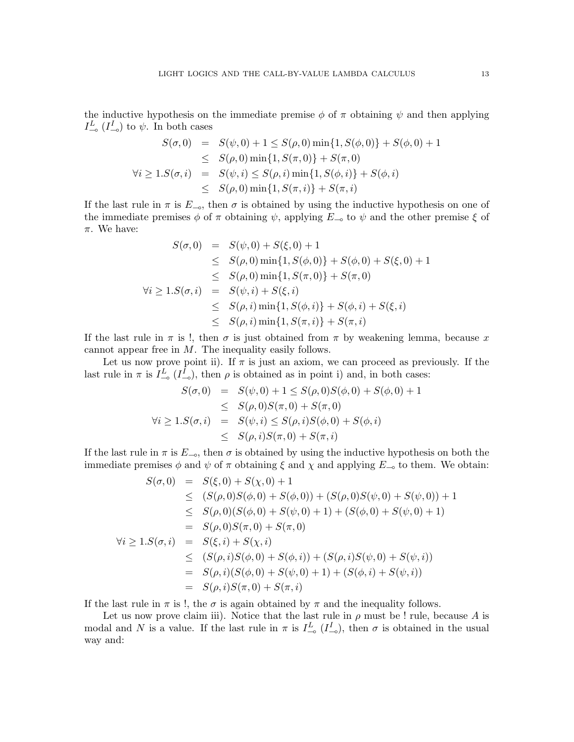the inductive hypothesis on the immediate premise $\phi$ of $\pi$ obtaining $\psi$ and then applying $I^L_{\multimap}$ ($I^I_{\multimap}$) to $\psi$. In both cases

$$
\begin{aligned}
S(\sigma,0) &= S(\psi,0)+1 \leq S(\rho,0)\min\{1,S(\phi,0)\}+S(\phi,0)+1 \\
&\leq S(\rho,0)\min\{1,S(\pi,0)\}+S(\pi,0) \\
\forall i\geq 1.S(\sigma,i) &= S(\psi,i) \leq S(\rho,i)\min\{1,S(\phi,i)\}+S(\phi,i) \\
&\leq S(\rho,0)\min\{1,S(\pi,i)\}+S(\pi,i)
\end{aligned}
$$

If the last rule in $\pi$ is $E_{\multimap}$, then $\sigma$ is obtained by using the inductive hypothesis on one of the immediate premises $\phi$ of $\pi$ obtaining $\psi$, applying $E_{\multimap}$ to $\psi$ and the other premise $\xi$ of $\pi$. We have:

$$
\begin{aligned}
S(\sigma,0) &= S(\psi,0)+S(\xi,0)+1 \\
&\leq S(\rho,0)\min\{1,S(\phi,0)\}+S(\phi,0)+S(\xi,0)+1 \\
&\leq S(\rho,0)\min\{1,S(\pi,0)\}+S(\pi,0) \\
\forall i\geq 1.S(\sigma,i) &= S(\psi,i)+S(\xi,i) \\
&\leq S(\rho,i)\min\{1,S(\phi,i)\}+S(\phi,i)+S(\xi,i) \\
&\leq S(\rho,i)\min\{1,S(\pi,i)\}+S(\pi,i)
\end{aligned}
$$

If the last rule in $\pi$ is !, then $\sigma$ is just obtained from $\pi$ by weakening lemma, because $x$ cannot appear free in $M$. The inequality easily follows.

Let us now prove point ii). If $\pi$ is just an axiom, we can proceed as previously. If the last rule in $\pi$ is $I^L_{\multimap}$ ($I^I_{\multimap}$), then $\rho$ is obtained as in point i) and, in both cases:

$$
\begin{aligned}
S(\sigma,0) &= S(\psi,0)+1 \leq S(\rho,0)S(\phi,0)+S(\phi,0)+1 \\
&\leq S(\rho,0)S(\pi,0)+S(\pi,0) \\
\forall i\geq 1.S(\sigma,i) &= S(\psi,i) \leq S(\rho,i)S(\phi,0)+S(\phi,i) \\
&\leq S(\rho,i)S(\pi,0)+S(\pi,i)
\end{aligned}
$$

If the last rule in $\pi$ is $E_{\multimap}$, then $\sigma$ is obtained by using the inductive hypothesis on both the immediate premises $\phi$ and $\psi$ of $\pi$ obtaining $\xi$ and $\chi$ and applying $E_{\multimap}$ to them. We obtain:

$$
\begin{aligned}
S(\sigma,0) &= S(\xi,0)+S(\chi,0)+1 \\
&\leq (S(\rho,0)S(\phi,0)+S(\phi,0))+(S(\rho,0)S(\psi,0)+S(\psi,0))+1 \\
&\leq S(\rho,0)(S(\phi,0)+S(\psi,0)+1)+(S(\phi,0)+S(\psi,0)+1) \\
&= S(\rho,0)S(\pi,0)+S(\pi,0) \\
\forall i\geq 1.S(\sigma,i) &= S(\xi,i)+S(\chi,i) \\
&\leq (S(\rho,i)S(\phi,0)+S(\phi,i))+(S(\rho,i)S(\psi,0)+S(\psi,i)) \\
&= S(\rho,i)(S(\phi,0)+S(\psi,0)+1)+(S(\phi,i)+S(\psi,i)) \\
&= S(\rho,i)S(\pi,0)+S(\pi,i)
\end{aligned}
$$

If the last rule in $\pi$ is !, the $\sigma$ is again obtained by $\pi$ and the inequality follows.

Let us now prove claim iii). Notice that the last rule in $\rho$ must be ! rule, because $A$ is modal and $N$ is a value. If the last rule in $\pi$ is $I^L_{\multimap}$ ($I^I_{\multimap}$), then $\sigma$ is obtained in the usual way and: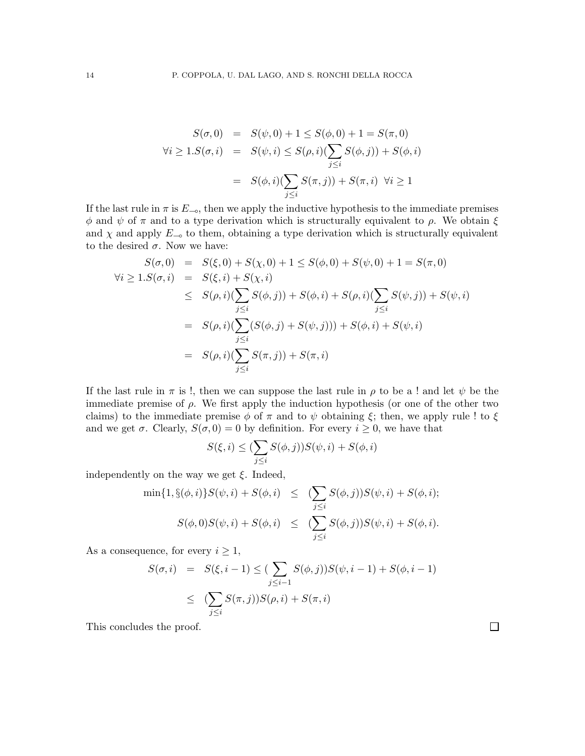$$
\begin{array}{rcl}
S(\sigma, 0) & = & S(\psi, 0) + 1 \leq S(\phi, 0) + 1 = S(\pi, 0) \\
\forall i \geq 1. S(\sigma, i) & = & S(\psi, i) \leq S(\rho, i)(\sum_{j \leq i} S(\phi, j)) + S(\phi, i) \\
& = & S(\phi, i)(\sum_{j \leq i} S(\pi, j)) + S(\pi, i) \;\; \forall i \geq 1
\end{array}
$$

If the last rule in $\pi$ is $E_{\multimap}$, then we apply the inductive hypothesis to the immediate premises $\phi$ and $\psi$ of $\pi$ and to a type derivation which is structurally equivalent to $\rho$. We obtain $\xi$ and $\chi$ and apply $E_{\multimap}$ to them, obtaining a type derivation which is structurally equivalent to the desired $\sigma$. Now we have:

$$
\begin{array}{rcl}
S(\sigma, 0) & = & S(\xi, 0) + S(\chi, 0) + 1 \leq S(\phi, 0) + S(\psi, 0) + 1 = S(\pi, 0) \\
\forall i \geq 1. S(\sigma, i) & = & S(\xi, i) + S(\chi, i) \\
& \leq & S(\rho, i)(\sum_{j \leq i} S(\phi, j)) + S(\phi, i) + S(\rho, i)(\sum_{j \leq i} S(\psi, j)) + S(\psi, i) \\
& = & S(\rho, i)(\sum_{j \leq i}(S(\phi, j) + S(\psi, j))) + S(\phi, i) + S(\psi, i) \\
& = & S(\rho, i)(\sum_{j \leq i} S(\pi, j)) + S(\pi, i)
\end{array}
$$

If the last rule in $\pi$ is !, then we can suppose the last rule in $\rho$ to be a ! and let $\psi$ be the immediate premise of $\rho$. We first apply the induction hypothesis (or one of the other two claims) to the immediate premise $\phi$ of $\pi$ and to $\psi$ obtaining $\xi$; then, we apply rule ! to $\xi$ and we get $\sigma$. Clearly, $S(\sigma, 0) = 0$ by definition. For every $i \geq 0$, we have that

$$
S(\xi, i) \leq (\sum_{j \leq i} S(\phi, j)) S(\psi, i) + S(\phi, i)
$$

independently on the way we get $\xi$. Indeed,

$$
\begin{array}{rcl}
\min\{1, \S(\phi, i)\} S(\psi, i) + S(\phi, i) & \leq & (\sum_{j \leq i} S(\phi, j)) S(\psi, i) + S(\phi, i); \\
S(\phi, 0) S(\psi, i) + S(\phi, i) & \leq & (\sum_{j \leq i} S(\phi, j)) S(\psi, i) + S(\phi, i).
\end{array}
$$

As a consequence, for every $i \geq 1$,

$$
\begin{array}{rcl}
S(\sigma, i) & = & S(\xi, i-1) \leq (\sum_{j \leq i-1} S(\phi, j)) S(\psi, i-1) + S(\phi, i-1) \\
& \leq & (\sum_{j \leq i} S(\pi, j)) S(\rho, i) + S(\pi, i)
\end{array}
$$

This concludes the proof. □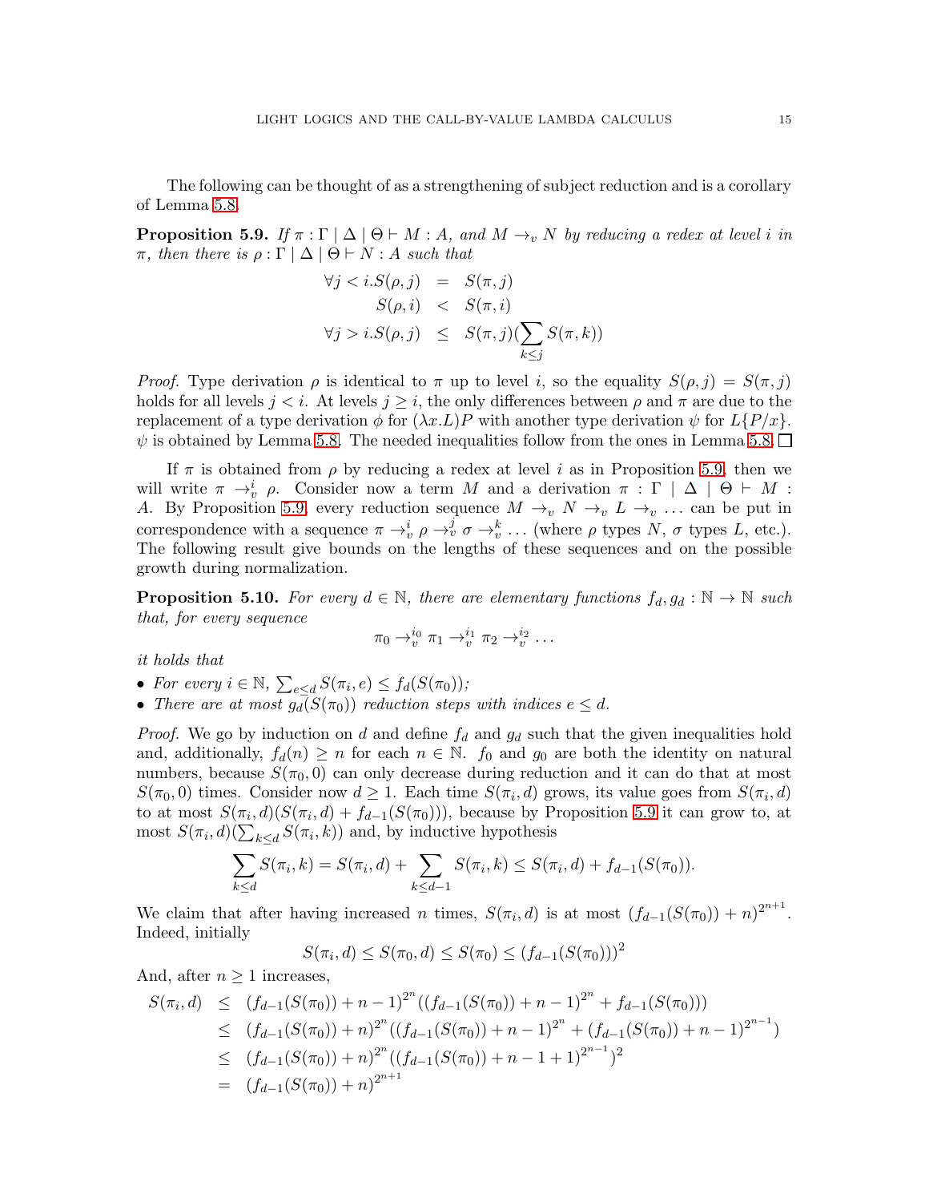The following can be thought of as a strengthening of subject reduction and is a corollary of Lemma 5.8.

**Proposition 5.9.** *If $\pi : \Gamma \mid \Delta \mid \Theta \vdash M : A$, and $M \rightarrow_v N$ by reducing a redex at level $i$ in $\pi$, then there is $\rho : \Gamma \mid \Delta \mid \Theta \vdash N : A$ such that*

$$
\begin{aligned}
\forall j < i. S(\rho, j) &= S(\pi, j) \\
S(\rho, i) &< S(\pi, i) \\
\forall j > i. S(\rho, j) &\leq S(\pi, j)(\sum_{k \leq j} S(\pi, k))
\end{aligned}
$$

*Proof.* Type derivation $\rho$ is identical to $\pi$ up to level $i$, so the equality $S(\rho, j) = S(\pi, j)$ holds for all levels $j < i$. At levels $j \geq i$, the only differences between $\rho$ and $\pi$ are due to the replacement of a type derivation $\phi$ for $(\lambda x.L)P$ with another type derivation $\psi$ for $L\{P/x\}$. $\psi$ is obtained by Lemma 5.8. The needed inequalities follow from the ones in Lemma 5.8. □

If $\pi$ is obtained from $\rho$ by reducing a redex at level $i$ as in Proposition 5.9, then we will write $\pi \rightarrow_v^i \rho$. Consider now a term $M$ and a derivation $\pi : \Gamma \mid \Delta \mid \Theta \vdash M : A$. By Proposition 5.9, every reduction sequence $M \rightarrow_v N \rightarrow_v L \rightarrow_v \ldots$ can be put in correspondence with a sequence $\pi \rightarrow_v^i \rho \rightarrow_v^j \sigma \rightarrow_v^k \ldots$ (where $\rho$ types $N$, $\sigma$ types $L$, etc.). The following result give bounds on the lengths of these sequences and on the possible growth during normalization.

**Proposition 5.10.** *For every $d \in \mathbb{N}$, there are elementary functions $f_d, g_d : \mathbb{N} \rightarrow \mathbb{N}$ such that, for every sequence*

$$\pi_0 \rightarrow_v^{i_0} \pi_1 \rightarrow_v^{i_1} \pi_2 \rightarrow_v^{i_2} \ldots$$

*it holds that*

- *For every $i \in \mathbb{N}$, $\sum_{e \leq d} S(\pi_i, e) \leq f_d(S(\pi_0))$;*
- *There are at most $g_d(S(\pi_0))$ reduction steps with indices $e \leq d$.*

*Proof.* We go by induction on $d$ and define $f_d$ and $g_d$ such that the given inequalities hold and, additionally, $f_d(n) \geq n$ for each $n \in \mathbb{N}$. $f_0$ and $g_0$ are both the identity on natural numbers, because $S(\pi_0, 0)$ can only decrease during reduction and it can do that at most $S(\pi_0, 0)$ times. Consider now $d \geq 1$. Each time $S(\pi_i, d)$ grows, its value goes from $S(\pi_i, d)$ to at most $S(\pi_i, d)(S(\pi_i, d) + f_{d-1}(S(\pi_0)))$, because by Proposition 5.9 it can grow to, at most $S(\pi_i, d)(\sum_{k \leq d} S(\pi_i, k))$ and, by inductive hypothesis

$$\sum_{k \leq d} S(\pi_i, k) = S(\pi_i, d) + \sum_{k \leq d-1} S(\pi_i, k) \leq S(\pi_i, d) + f_{d-1}(S(\pi_0)).$$

We claim that after having increased $n$ times, $S(\pi_i, d)$ is at most $(f_{d-1}(S(\pi_0)) + n)^{2^{n+1}}$. Indeed, initially

$$S(\pi_i, d) \leq S(\pi_0, d) \leq S(\pi_0) \leq (f_{d-1}(S(\pi_0)))^2$$

And, after $n \geq 1$ increases,

$$
\begin{aligned}
S(\pi_i, d) &\leq (f_{d-1}(S(\pi_0)) + n - 1)^{2^n}((f_{d-1}(S(\pi_0)) + n - 1)^{2^n} + f_{d-1}(S(\pi_0))) \\
&\leq (f_{d-1}(S(\pi_0)) + n)^{2^n}((f_{d-1}(S(\pi_0)) + n - 1)^{2^n} + (f_{d-1}(S(\pi_0)) + n - 1)^{2^{n-1}}) \\
&\leq (f_{d-1}(S(\pi_0)) + n)^{2^n}((f_{d-1}(S(\pi_0)) + n - 1 + 1)^{2^{n-1}})^2 \\
&= (f_{d-1}(S(\pi_0)) + n)^{2^{n+1}}
\end{aligned}
$$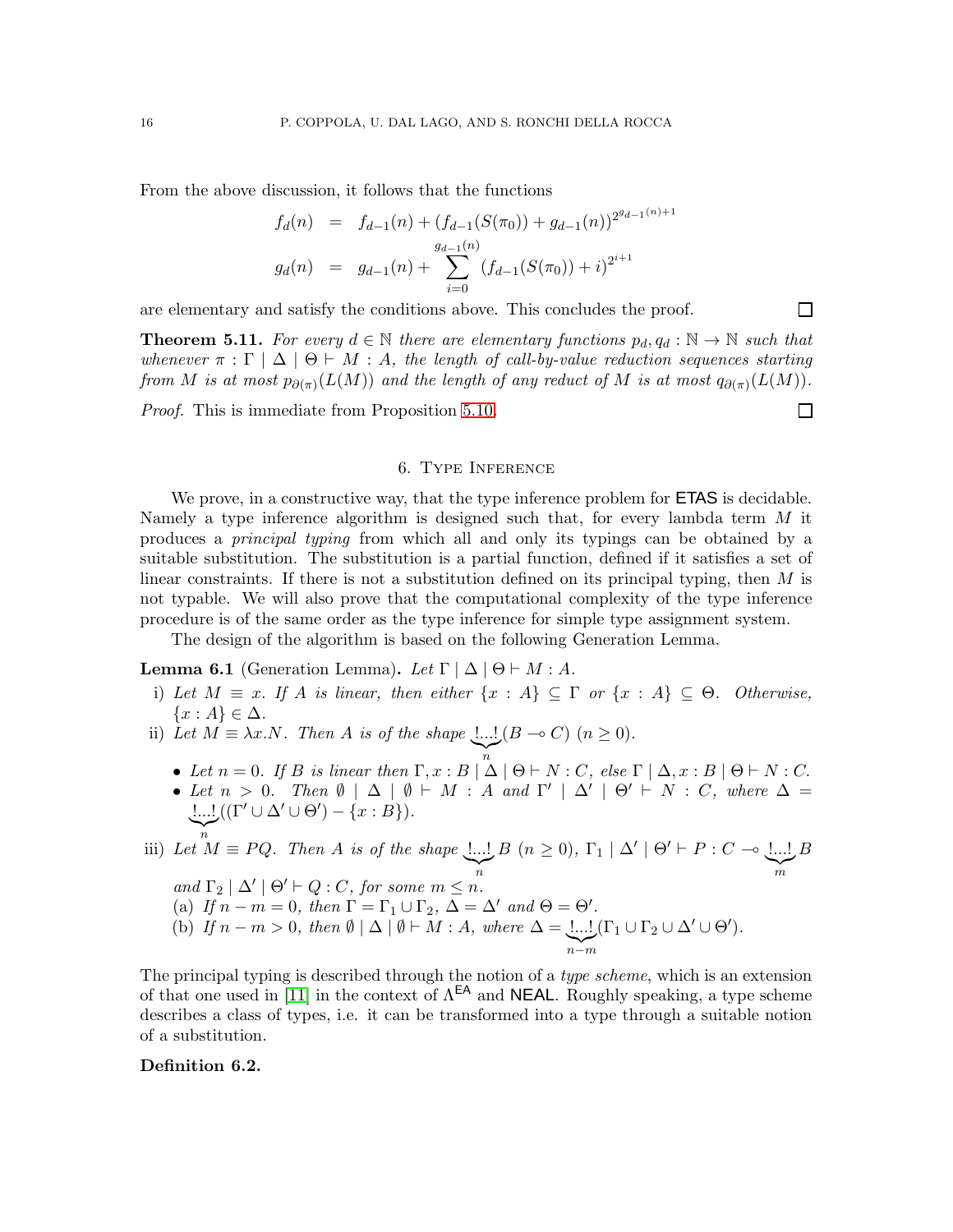From the above discussion, it follows that the functions

$$
\begin{aligned}
f_d(n) &= f_{d-1}(n) + (f_{d-1}(S(\pi_0)) + g_{d-1}(n))^{2^{g_{d-1}(n)+1}} \\
g_d(n) &= g_{d-1}(n) + \sum_{i=0}^{g_{d-1}(n)} (f_{d-1}(S(\pi_0)) + i)^{2^{i+1}}
\end{aligned}
$$

are elementary and satisfy the conditions above. This concludes the proof. □

**Theorem 5.11.** *For every $d \in \mathbb{N}$ there are elementary functions $p_d, q_d : \mathbb{N} \to \mathbb{N}$ such that whenever $\pi : \Gamma \mid \Delta \mid \Theta \vdash M : A$, the length of call-by-value reduction sequences starting from $M$ is at most $p_{\partial(\pi)}(L(M))$ and the length of any reduct of $M$ is at most $q_{\partial(\pi)}(L(M))$.*

*Proof.* This is immediate from Proposition 5.10. □

## 6. Type Inference

We prove, in a constructive way, that the type inference problem for ETAS is decidable. Namely a type inference algorithm is designed such that, for every lambda term $M$ it produces a *principal typing* from which all and only its typings can be obtained by a suitable substitution. The substitution is a partial function, defined if it satisfies a set of linear constraints. If there is not a substitution defined on its principal typing, then $M$ is not typable. We will also prove that the computational complexity of the type inference procedure is of the same order as the type inference for simple type assignment system.

The design of the algorithm is based on the following Generation Lemma.

**Lemma 6.1** (Generation Lemma)**.** *Let $\Gamma \mid \Delta \mid \Theta \vdash M : A$.*

i) *Let $M \equiv x$. If $A$ is linear, then either $\{x : A\} \subseteq \Gamma$ or $\{x : A\} \subseteq \Theta$. Otherwise, $\{x : A\} \in \Delta$.*
ii) *Let $M \equiv \lambda x.N$. Then $A$ is of the shape $\underbrace{!...!}_{n}(B \multimap C)$ $(n \geq 0)$.*
   - *Let $n = 0$. If $B$ is linear then $\Gamma, x : B \mid \Delta \mid \Theta \vdash N : C$, else $\Gamma \mid \Delta, x : B \mid \Theta \vdash N : C$.*
   - *Let $n > 0$. Then $\emptyset \mid \Delta \mid \emptyset \vdash M : A$ and $\Gamma' \mid \Delta' \mid \Theta' \vdash N : C$, where $\Delta = \underbrace{!...!}_{n}((\Gamma' \cup \Delta' \cup \Theta') - \{x : B\})$.*
iii) *Let $M \equiv PQ$. Then $A$ is of the shape $\underbrace{!...!}_{n} B$ $(n \geq 0)$, $\Gamma_1 \mid \Delta' \mid \Theta' \vdash P : C \multimap \underbrace{!...!}_{m} B$ and $\Gamma_2 \mid \Delta' \mid \Theta' \vdash Q : C$, for some $m \leq n$.*
   (a) *If $n - m = 0$, then $\Gamma = \Gamma_1 \cup \Gamma_2$, $\Delta = \Delta'$ and $\Theta = \Theta'$.*
   (b) *If $n - m > 0$, then $\emptyset \mid \Delta \mid \emptyset \vdash M : A$, where $\Delta = \underbrace{!...!}_{n-m}(\Gamma_1 \cup \Gamma_2 \cup \Delta' \cup \Theta')$.*

The principal typing is described through the notion of a *type scheme*, which is an extension of that one used in [11] in the context of $\Lambda^{\mathsf{EA}}$ and NEAL. Roughly speaking, a type scheme describes a class of types, i.e. it can be transformed into a type through a suitable notion of a substitution.

**Definition 6.2.**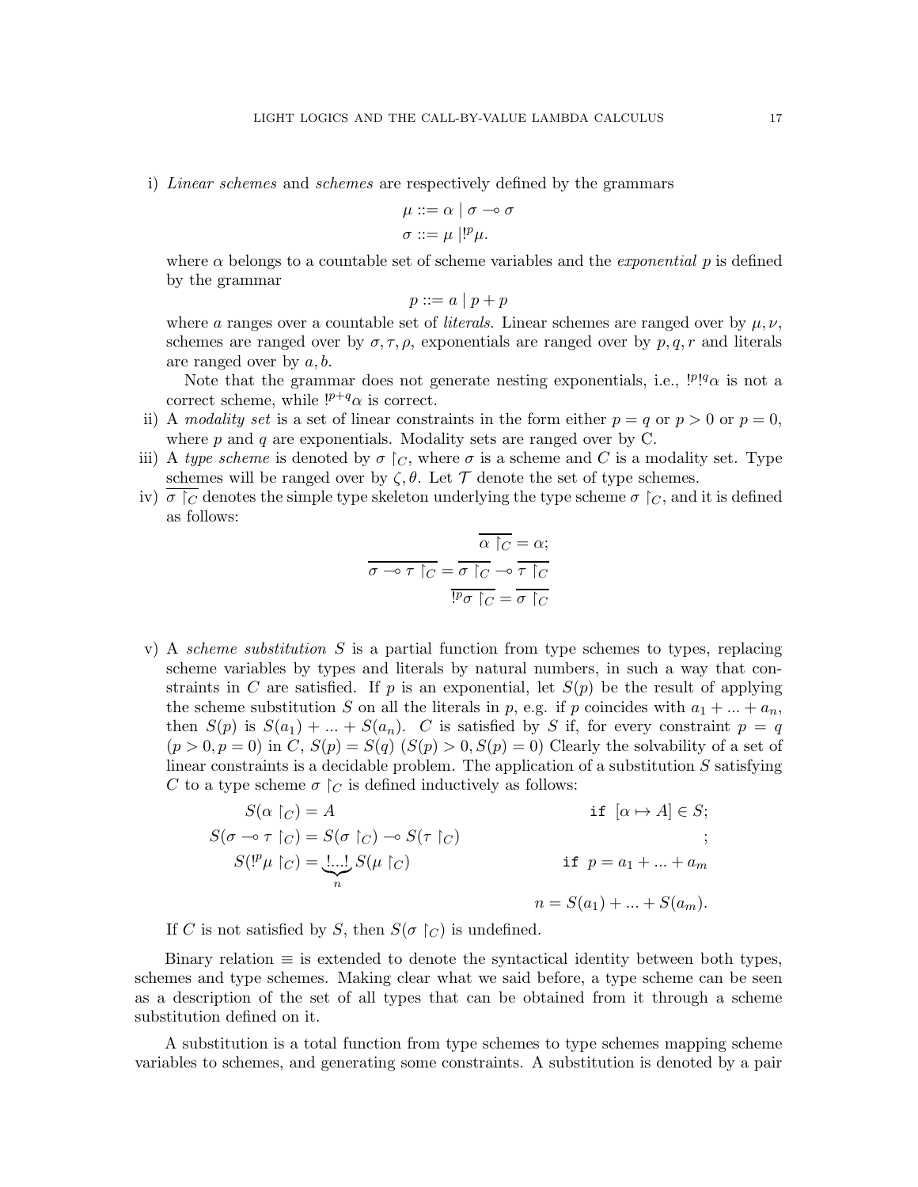i) *Linear schemes* and *schemes* are respectively defined by the grammars

$$\mu ::= \alpha \mid \sigma \multimap \sigma$$
$$\sigma ::= \mu \mid !^p\mu.$$

where $\alpha$ belongs to a countable set of scheme variables and the *exponential* $p$ is defined by the grammar

$$p ::= a \mid p + p$$

where $a$ ranges over a countable set of *literals*. Linear schemes are ranged over by $\mu, \nu$, schemes are ranged over by $\sigma, \tau, \rho$, exponentials are ranged over by $p, q, r$ and literals are ranged over by $a, b$.

Note that the grammar does not generate nesting exponentials, i.e., $!^p!^q\alpha$ is not a correct scheme, while $!^{p+q}\alpha$ is correct.

ii) A *modality set* is a set of linear constraints in the form either $p = q$ or $p > 0$ or $p = 0$, where $p$ and $q$ are exponentials. Modality sets are ranged over by C.

iii) A *type scheme* is denoted by $\sigma \restriction_C$, where $\sigma$ is a scheme and $C$ is a modality set. Type schemes will be ranged over by $\zeta, \theta$. Let $\mathcal{T}$ denote the set of type schemes.

iv) $\overline{\sigma \restriction_C}$ denotes the simple type skeleton underlying the type scheme $\sigma \restriction_C$, and it is defined as follows:

$$\overline{\alpha \restriction_C} = \alpha;$$
$$\overline{\sigma \multimap \tau \restriction_C} = \overline{\sigma \restriction_C} \multimap \overline{\tau \restriction_C}$$
$$\overline{!^p\sigma \restriction_C} = \overline{\sigma \restriction_C}$$

v) A *scheme substitution* $S$ is a partial function from type schemes to types, replacing scheme variables by types and literals by natural numbers, in such a way that constraints in $C$ are satisfied. If $p$ is an exponential, let $S(p)$ be the result of applying the scheme substitution $S$ on all the literals in $p$, e.g. if $p$ coincides with $a_1 + ... + a_n$, then $S(p)$ is $S(a_1) + ... + S(a_n)$. $C$ is satisfied by $S$ if, for every constraint $p = q$ ($p > 0, p = 0$) in $C$, $S(p) = S(q)$ ($S(p) > 0, S(p) = 0$) Clearly the solvability of a set of linear constraints is a decidable problem. The application of a substitution $S$ satisfying $C$ to a type scheme $\sigma \restriction_C$ is defined inductively as follows:

$$
\begin{aligned}
S(\alpha \restriction_C) &= A & &\texttt{if } [\alpha \mapsto A] \in S;\\
S(\sigma \multimap \tau \restriction_C) &= S(\sigma \restriction_C) \multimap S(\tau \restriction_C) & &;\\
S(!^p\mu \restriction_C) &= \underbrace{!...!}_{n} S(\mu \restriction_C) & &\texttt{if } p = a_1 + ... + a_m\\
& & &n = S(a_1) + ... + S(a_m).
\end{aligned}
$$

If $C$ is not satisfied by $S$, then $S(\sigma \restriction_C)$ is undefined.

Binary relation $\equiv$ is extended to denote the syntactical identity between both types, schemes and type schemes. Making clear what we said before, a type scheme can be seen as a description of the set of all types that can be obtained from it through a scheme substitution defined on it.

A substitution is a total function from type schemes to type schemes mapping scheme variables to schemes, and generating some constraints. A substitution is denoted by a pair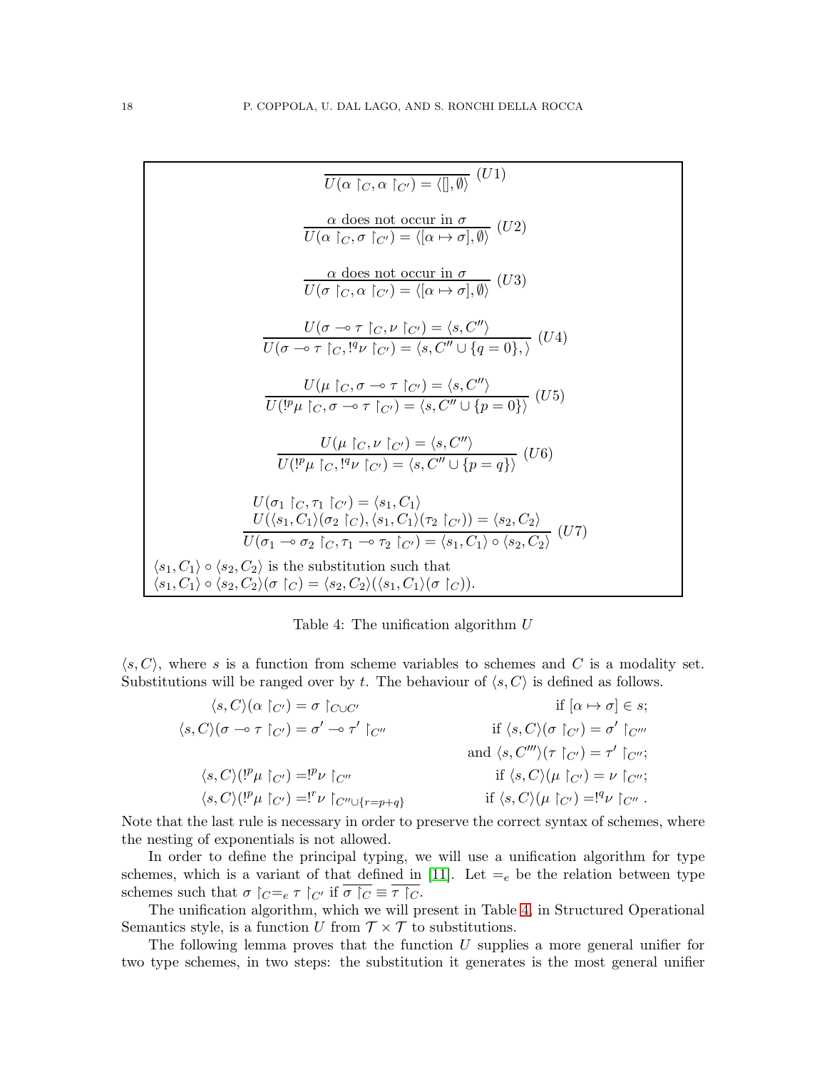$$\frac{}{U(\alpha \restriction_C, \alpha \restriction_{C'}) = \langle [], \emptyset \rangle} \ (U1)$$

$$\frac{\alpha \text{ does not occur in } \sigma}{U(\alpha \restriction_C, \sigma \restriction_{C'}) = \langle [\alpha \mapsto \sigma], \emptyset \rangle} \ (U2)$$

$$\frac{\alpha \text{ does not occur in } \sigma}{U(\sigma \restriction_C, \alpha \restriction_{C'}) = \langle [\alpha \mapsto \sigma], \emptyset \rangle} \ (U3)$$

$$\frac{U(\sigma \multimap \tau \restriction_C, \nu \restriction_{C'}) = \langle s, C'' \rangle}{U(\sigma \multimap \tau \restriction_C, !^q \nu \restriction_{C'}) = \langle s, C'' \cup \{q = 0\}, \rangle} \ (U4)$$

$$\frac{U(\mu \restriction_C, \sigma \multimap \tau \restriction_{C'}) = \langle s, C'' \rangle}{U(!^p \mu \restriction_C, \sigma \multimap \tau \restriction_{C'}) = \langle s, C'' \cup \{p = 0\} \rangle} \ (U5)$$

$$\frac{U(\mu \restriction_C, \nu \restriction_{C'}) = \langle s, C'' \rangle}{U(!^p \mu \restriction_C, !^q \nu \restriction_{C'}) = \langle s, C'' \cup \{p = q\} \rangle} \ (U6)$$

$$\frac{\begin{array}{l} U(\sigma_1 \restriction_C, \tau_1 \restriction_{C'}) = \langle s_1, C_1 \rangle \\ U(\langle s_1, C_1 \rangle(\sigma_2 \restriction_C), \langle s_1, C_1 \rangle(\tau_2 \restriction_{C'})) = \langle s_2, C_2 \rangle \end{array}}{U(\sigma_1 \multimap \sigma_2 \restriction_C, \tau_1 \multimap \tau_2 \restriction_{C'}) = \langle s_1, C_1 \rangle \circ \langle s_2, C_2 \rangle} \ (U7)$$

$\langle s_1, C_1 \rangle \circ \langle s_2, C_2 \rangle$ is the substitution such that
$\langle s_1, C_1 \rangle \circ \langle s_2, C_2 \rangle(\sigma \restriction_C) = \langle s_2, C_2 \rangle(\langle s_1, C_1 \rangle(\sigma \restriction_C))$.

Table 4: The unification algorithm $U$

$\langle s, C \rangle$, where $s$ is a function from scheme variables to schemes and $C$ is a modality set. Substitutions will be ranged over by $t$. The behaviour of $\langle s, C \rangle$ is defined as follows.

$$\begin{array}{lr}
\langle s, C \rangle(\alpha \restriction_{C'}) = \sigma \restriction_{C \cup C'} & \text{if } [\alpha \mapsto \sigma] \in s; \\
\langle s, C \rangle(\sigma \multimap \tau \restriction_{C'}) = \sigma' \multimap \tau' \restriction_{C''} & \text{if } \langle s, C \rangle(\sigma \restriction_{C'}) = \sigma' \restriction_{C'''} \\
 & \text{and } \langle s, C''' \rangle(\tau \restriction_{C'}) = \tau' \restriction_{C''}; \\
\langle s, C \rangle(!^p \mu \restriction_{C'}) = !^p \nu \restriction_{C''} & \text{if } \langle s, C \rangle(\mu \restriction_{C'}) = \nu \restriction_{C''}; \\
\langle s, C \rangle(!^p \mu \restriction_{C'}) = !^r \nu \restriction_{C'' \cup \{r = p+q\}} & \text{if } \langle s, C \rangle(\mu \restriction_{C'}) = !^q \nu \restriction_{C''}.
\end{array}$$

Note that the last rule is necessary in order to preserve the correct syntax of schemes, where the nesting of exponentials is not allowed.

In order to define the principal typing, we will use a unification algorithm for type schemes, which is a variant of that defined in [11]. Let $=_e$ be the relation between type schemes such that $\sigma \restriction_C =_e \tau \restriction_{C'}$ if $\overline{\sigma \restriction_C} \equiv \overline{\tau \restriction_C}$.

The unification algorithm, which we will present in Table 4, in Structured Operational Semantics style, is a function $U$ from $\mathcal{T} \times \mathcal{T}$ to substitutions.

The following lemma proves that the function $U$ supplies a more general unifier for two type schemes, in two steps: the substitution it generates is the most general unifier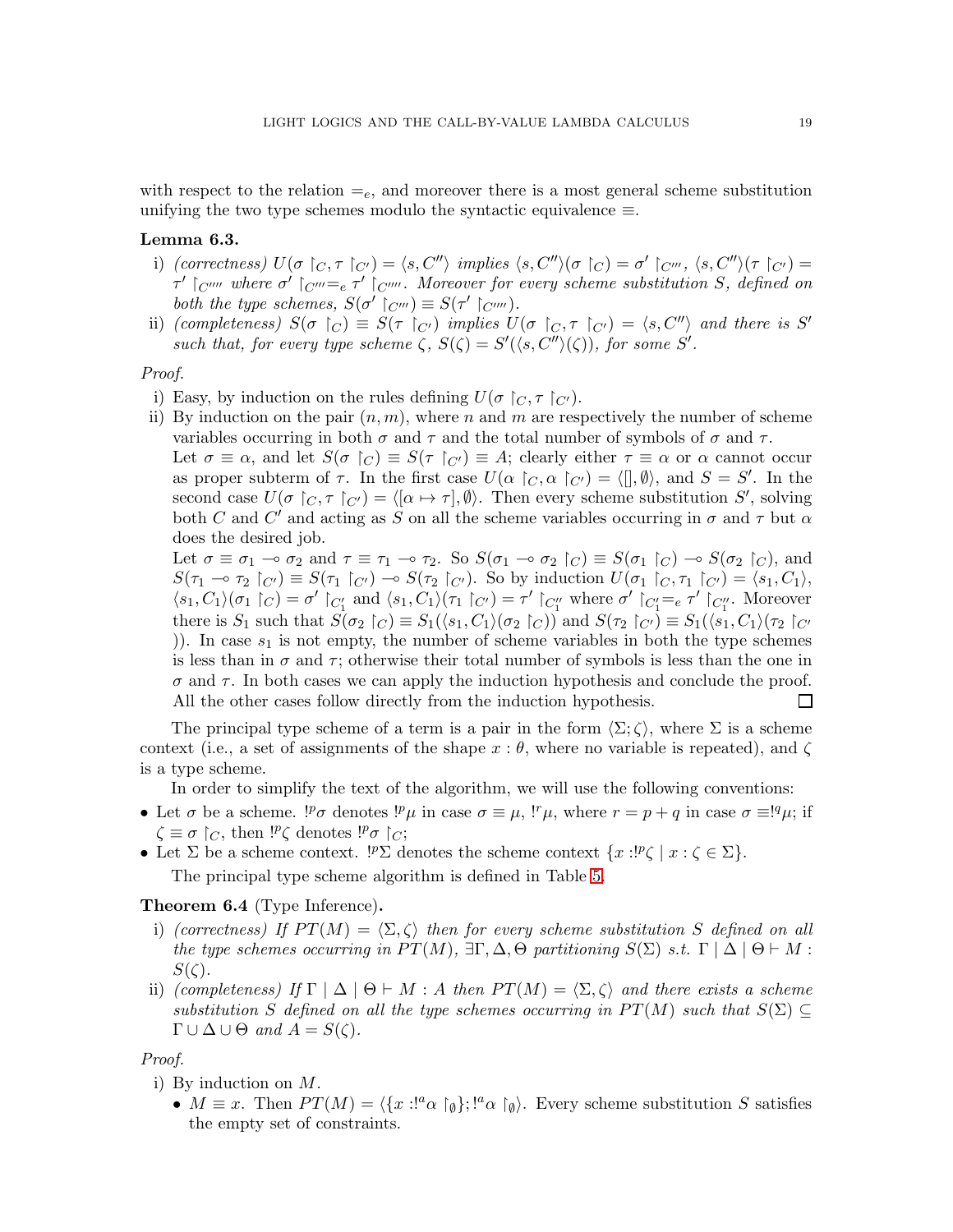with respect to the relation $=_e$, and moreover there is a most general scheme substitution unifying the two type schemes modulo the syntactic equivalence $\equiv$.

**Lemma 6.3.**

i) *(correctness)* $U(\sigma \upharpoonright_C, \tau \upharpoonright_{C'}) = \langle s, C''\rangle$ *implies* $\langle s, C''\rangle(\sigma \upharpoonright_C) = \sigma' \upharpoonright_{C'''}$, $\langle s, C''\rangle(\tau \upharpoonright_{C'}) = \tau' \upharpoonright_{C''''}$ *where* $\sigma' \upharpoonright_{C'''} =_e \tau' \upharpoonright_{C''''}$. *Moreover for every scheme substitution $S$, defined on both the type schemes,* $S(\sigma' \upharpoonright_{C'''}) \equiv S(\tau' \upharpoonright_{C''''})$.

ii) *(completeness)* $S(\sigma \upharpoonright_C) \equiv S(\tau \upharpoonright_{C'})$ *implies* $U(\sigma \upharpoonright_C, \tau \upharpoonright_{C'}) = \langle s, C''\rangle$ *and there is $S'$ such that, for every type scheme $\zeta$,* $S(\zeta) = S'(\langle s, C''\rangle(\zeta))$, *for some $S'$.*

*Proof.*

i) Easy, by induction on the rules defining $U(\sigma \upharpoonright_C, \tau \upharpoonright_{C'})$.

ii) By induction on the pair $(n, m)$, where $n$ and $m$ are respectively the number of scheme variables occurring in both $\sigma$ and $\tau$ and the total number of symbols of $\sigma$ and $\tau$.
Let $\sigma \equiv \alpha$, and let $S(\sigma \upharpoonright_C) \equiv S(\tau \upharpoonright_{C'}) \equiv A$; clearly either $\tau \equiv \alpha$ or $\alpha$ cannot occur as proper subterm of $\tau$. In the first case $U(\alpha \upharpoonright_C, \alpha \upharpoonright_{C'}) = \langle [], \emptyset\rangle$, and $S = S'$. In the second case $U(\sigma \upharpoonright_C, \tau \upharpoonright_{C'}) = \langle [\alpha \mapsto \tau], \emptyset\rangle$. Then every scheme substitution $S'$, solving both $C$ and $C'$ and acting as $S$ on all the scheme variables occurring in $\sigma$ and $\tau$ but $\alpha$ does the desired job.
Let $\sigma \equiv \sigma_1 \multimap \sigma_2$ and $\tau \equiv \tau_1 \multimap \tau_2$. So $S(\sigma_1 \multimap \sigma_2 \upharpoonright_C) \equiv S(\sigma_1 \upharpoonright_C) \multimap S(\sigma_2 \upharpoonright_C)$, and $S(\tau_1 \multimap \tau_2 \upharpoonright_{C'}) \equiv S(\tau_1 \upharpoonright_{C'}) \multimap S(\tau_2 \upharpoonright_{C'})$. So by induction $U(\sigma_1 \upharpoonright_C, \tau_1 \upharpoonright_{C'}) = \langle s_1, C_1\rangle$, $\langle s_1, C_1\rangle(\sigma_1 \upharpoonright_C) = \sigma' \upharpoonright_{C'_1}$ and $\langle s_1, C_1\rangle(\tau_1 \upharpoonright_{C'}) = \tau' \upharpoonright_{C''_1}$ where $\sigma' \upharpoonright_{C'_1} =_e \tau' \upharpoonright_{C''_1}$. Moreover there is $S_1$ such that $S(\sigma_2 \upharpoonright_C) \equiv S_1(\langle s_1, C_1\rangle(\sigma_2 \upharpoonright_C))$ and $S(\tau_2 \upharpoonright_{C'}) \equiv S_1(\langle s_1, C_1\rangle(\tau_2 \upharpoonright_{C'}))$. In case $s_1$ is not empty, the number of scheme variables in both the type schemes is less than in $\sigma$ and $\tau$; otherwise their total number of symbols is less than the one in $\sigma$ and $\tau$. In both cases we can apply the induction hypothesis and conclude the proof. All the other cases follow directly from the induction hypothesis. ☐

The principal type scheme of a term is a pair in the form $\langle \Sigma; \zeta\rangle$, where $\Sigma$ is a scheme context (i.e., a set of assignments of the shape $x : \theta$, where no variable is repeated), and $\zeta$ is a type scheme.

In order to simplify the text of the algorithm, we will use the following conventions:

- Let $\sigma$ be a scheme. $!^p\sigma$ denotes $!^p\mu$ in case $\sigma \equiv \mu$, $!^r\mu$, where $r = p + q$ in case $\sigma \equiv !^q\mu$; if $\zeta \equiv \sigma \upharpoonright_C$, then $!^p\zeta$ denotes $!^p\sigma \upharpoonright_C$;
- Let $\Sigma$ be a scheme context. $!^p\Sigma$ denotes the scheme context $\{x : !^p\zeta \mid x : \zeta \in \Sigma\}$.

The principal type scheme algorithm is defined in Table 5.

**Theorem 6.4** (Type Inference)**.**

i) *(correctness) If* $PT(M) = \langle \Sigma, \zeta\rangle$ *then for every scheme substitution $S$ defined on all the type schemes occurring in* $PT(M)$, $\exists \Gamma, \Delta, \Theta$ *partitioning* $S(\Sigma)$ *s.t.* $\Gamma \mid \Delta \mid \Theta \vdash M : S(\zeta)$.

ii) *(completeness) If* $\Gamma \mid \Delta \mid \Theta \vdash M : A$ *then* $PT(M) = \langle \Sigma, \zeta\rangle$ *and there exists a scheme substitution $S$ defined on all the type schemes occurring in $PT(M)$ such that* $S(\Sigma) \subseteq \Gamma \cup \Delta \cup \Theta$ *and* $A = S(\zeta)$.

*Proof.*

i) By induction on $M$.
   - $M \equiv x$. Then $PT(M) = \langle \{x : !^a\alpha \upharpoonright_\emptyset\}; !^a\alpha \upharpoonright_\emptyset\rangle$. Every scheme substitution $S$ satisfies the empty set of constraints.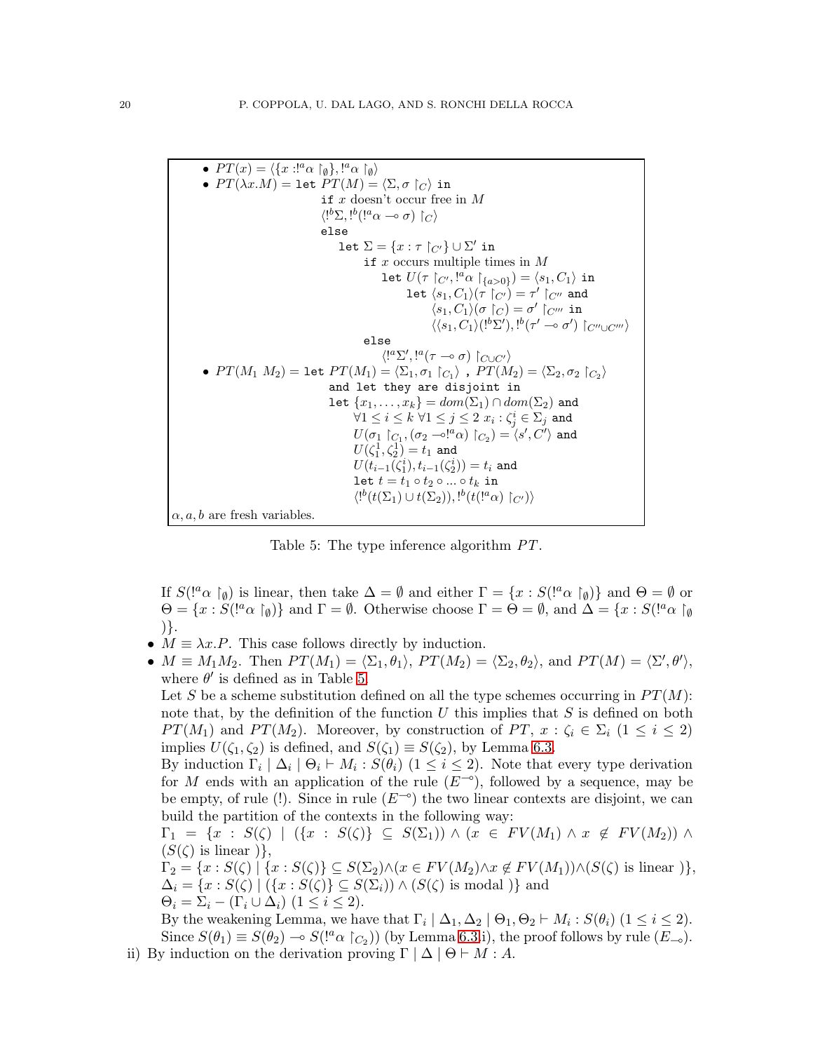- $PT(x) = \langle \{x :!^a\alpha \restriction_\emptyset\}, !^a\alpha \restriction_\emptyset \rangle$
- $PT(\lambda x.M) =$ `let` $PT(M) = \langle \Sigma, \sigma \restriction_C \rangle$ `in`

  `if` $x$ doesn't occur free in $M$

  $\langle !^b\Sigma, !^b(!^a\alpha \multimap \sigma) \restriction_C \rangle$

  `else`

  `let` $\Sigma = \{x : \tau \restriction_{C'}\} \cup \Sigma'$ `in`

  `if` $x$ occurs multiple times in $M$

  `let` $U(\tau \restriction_{C'}, !^a\alpha \restriction_{\{a>0\}}) = \langle s_1, C_1 \rangle$ `in`

  `let` $\langle s_1, C_1 \rangle(\tau \restriction_{C'}) = \tau' \restriction_{C''}$ `and`

  $\langle s_1, C_1 \rangle(\sigma \restriction_C) = \sigma' \restriction_{C'''}$ `in`

  $\langle \langle s_1, C_1 \rangle(!^b\Sigma'), !^b(\tau' \multimap \sigma') \restriction_{C'' \cup C'''} \rangle$

  `else`

  $\langle !^a\Sigma', !^a(\tau \multimap \sigma) \restriction_{C \cup C'} \rangle$
- $PT(M_1\ M_2) =$ `let` $PT(M_1) = \langle \Sigma_1, \sigma_1 \restriction_{C_1} \rangle$ , $PT(M_2) = \langle \Sigma_2, \sigma_2 \restriction_{C_2} \rangle$

  `and let they are disjoint in`

  `let` $\{x_1, \ldots, x_k\} = dom(\Sigma_1) \cap dom(\Sigma_2)$ `and`

  $\forall 1 \le i \le k\ \forall 1 \le j \le 2\ x_i : \zeta_j^i \in \Sigma_j$ `and`

  $U(\sigma_1 \restriction_{C_1}, (\sigma_2 \multimap !^a\alpha) \restriction_{C_2}) = \langle s', C' \rangle$ `and`

  $U(\zeta_1^1, \zeta_2^1) = t_1$ `and`

  $U(t_{i-1}(\zeta_1^i), t_{i-1}(\zeta_2^i)) = t_i$ `and`

  `let` $t = t_1 \circ t_2 \circ \ldots \circ t_k$ `in`

  $\langle !^b(t(\Sigma_1) \cup t(\Sigma_2)), !^b(t(!^a\alpha) \restriction_{C'}) \rangle$

$\alpha, a, b$ are fresh variables.

Table 5: The type inference algorithm $PT$.

If $S(!^a\alpha \restriction_\emptyset)$ is linear, then take $\Delta = \emptyset$ and either $\Gamma = \{x : S(!^a\alpha \restriction_\emptyset)\}$ and $\Theta = \emptyset$ or $\Theta = \{x : S(!^a\alpha \restriction_\emptyset)\}$ and $\Gamma = \emptyset$. Otherwise choose $\Gamma = \Theta = \emptyset$, and $\Delta = \{x : S(!^a\alpha \restriction_\emptyset)\}$.

- $M \equiv \lambda x.P$. This case follows directly by induction.
- $M \equiv M_1 M_2$. Then $PT(M_1) = \langle \Sigma_1, \theta_1 \rangle$, $PT(M_2) = \langle \Sigma_2, \theta_2 \rangle$, and $PT(M) = \langle \Sigma', \theta' \rangle$, where $\theta'$ is defined as in Table 5.

  Let $S$ be a scheme substitution defined on all the type schemes occurring in $PT(M)$: note that, by the definition of the function $U$ this implies that $S$ is defined on both $PT(M_1)$ and $PT(M_2)$. Moreover, by construction of $PT$, $x : \zeta_i \in \Sigma_i$ $(1 \le i \le 2)$ implies $U(\zeta_1, \zeta_2)$ is defined, and $S(\zeta_1) \equiv S(\zeta_2)$, by Lemma 6.3.

  By induction $\Gamma_i \mid \Delta_i \mid \Theta_i \vdash M_i : S(\theta_i)$ $(1 \le i \le 2)$. Note that every type derivation for $M$ ends with an application of the rule $(E^{\multimap})$, followed by a sequence, may be be empty, of rule (!). Since in rule $(E^{\multimap})$ the two linear contexts are disjoint, we can build the partition of the contexts in the following way:

  $\Gamma_1 = \{x : S(\zeta) \mid (\{x : S(\zeta)\} \subseteq S(\Sigma_1)) \wedge (x \in FV(M_1) \wedge x \notin FV(M_2)) \wedge (S(\zeta) \text{ is linear })\}$,

  $\Gamma_2 = \{x : S(\zeta) \mid \{x : S(\zeta)\} \subseteq S(\Sigma_2) \wedge (x \in FV(M_2) \wedge x \notin FV(M_1)) \wedge (S(\zeta) \text{ is linear })\}$,

  $\Delta_i = \{x : S(\zeta) \mid (\{x : S(\zeta)\} \subseteq S(\Sigma_i)) \wedge (S(\zeta) \text{ is modal })\}$ and

  $\Theta_i = \Sigma_i - (\Gamma_i \cup \Delta_i)$ $(1 \le i \le 2)$.

  By the weakening Lemma, we have that $\Gamma_i \mid \Delta_1, \Delta_2 \mid \Theta_1, \Theta_2 \vdash M_i : S(\theta_i)$ $(1 \le i \le 2)$.

  Since $S(\theta_1) \equiv S(\theta_2) \multimap S(!^a\alpha \restriction_{C_2}))$ (by Lemma 6.3.i), the proof follows by rule $(E_{\multimap})$.

ii) By induction on the derivation proving $\Gamma \mid \Delta \mid \Theta \vdash M : A$.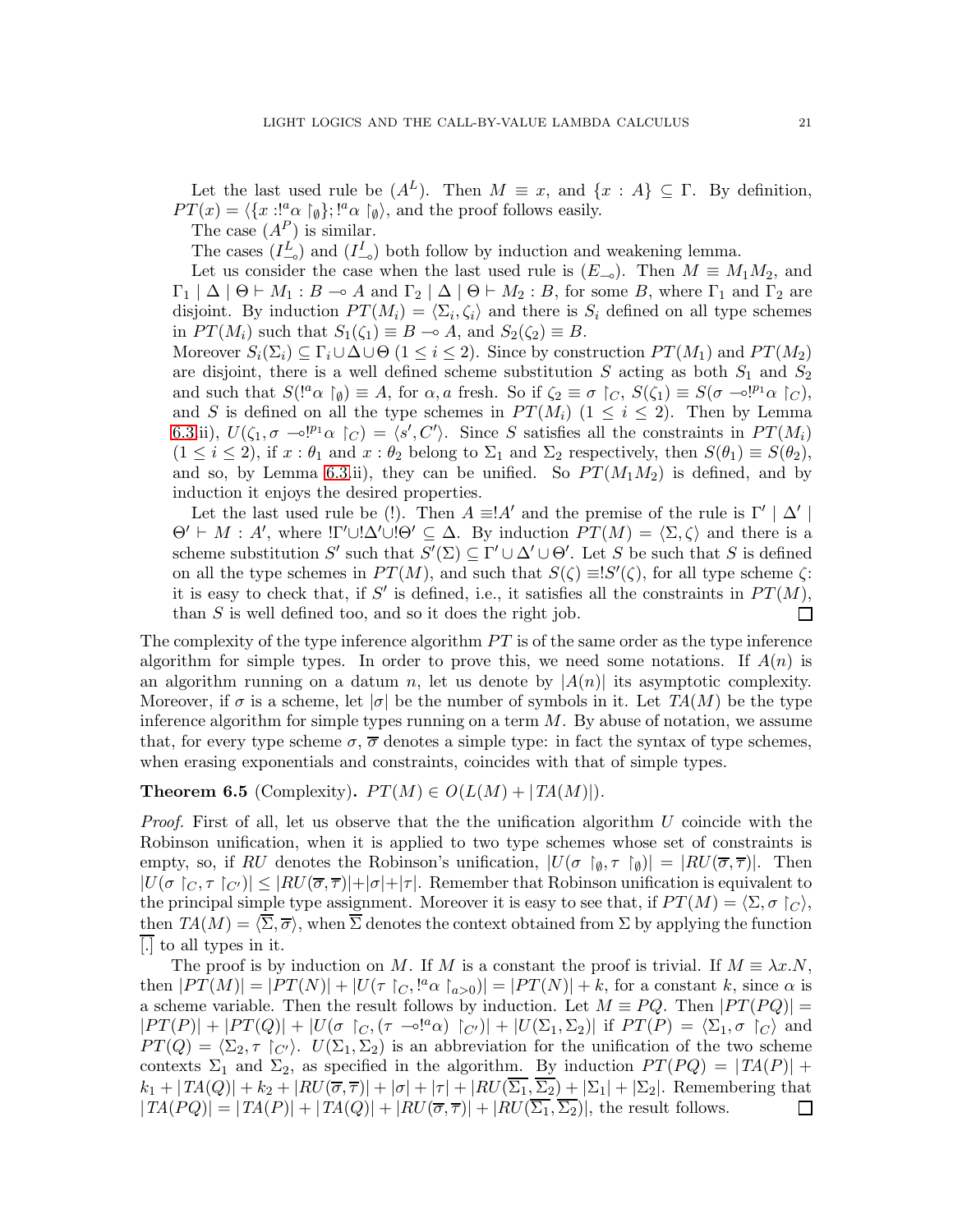Let the last used rule be $(A^L)$. Then $M \equiv x$, and $\{x : A\} \subseteq \Gamma$. By definition, $PT(x) = \langle \{x :!^a\alpha \restriction_\emptyset\}; !^a\alpha \restriction_\emptyset\rangle$, and the proof follows easily.

The case $(A^P)$ is similar.

The cases $(I^L_{\multimap})$ and $(I^I_{\multimap})$ both follow by induction and weakening lemma.

Let us consider the case when the last used rule is $(E_{\multimap})$. Then $M \equiv M_1 M_2$, and $\Gamma_1 \mid \Delta \mid \Theta \vdash M_1 : B \multimap A$ and $\Gamma_2 \mid \Delta \mid \Theta \vdash M_2 : B$, for some $B$, where $\Gamma_1$ and $\Gamma_2$ are disjoint. By induction $PT(M_i) = \langle \Sigma_i, \zeta_i\rangle$ and there is $S_i$ defined on all type schemes in $PT(M_i)$ such that $S_1(\zeta_1) \equiv B \multimap A$, and $S_2(\zeta_2) \equiv B$.
Moreover $S_i(\Sigma_i) \subseteq \Gamma_i \cup \Delta \cup \Theta$ $(1 \leq i \leq 2)$. Since by construction $PT(M_1)$ and $PT(M_2)$ are disjoint, there is a well defined scheme substitution $S$ acting as both $S_1$ and $S_2$ and such that $S(!^a\alpha \restriction_\emptyset) \equiv A$, for $\alpha, a$ fresh. So if $\zeta_2 \equiv \sigma \restriction_C$, $S(\zeta_1) \equiv S(\sigma \multimap !^{p_1}\alpha \restriction_C)$, and $S$ is defined on all the type schemes in $PT(M_i)$ $(1 \leq i \leq 2)$. Then by Lemma 6.3.ii), $U(\zeta_1, \sigma \multimap !^{p_1}\alpha \restriction_C) = \langle s', C'\rangle$. Since $S$ satisfies all the constraints in $PT(M_i)$ $(1 \leq i \leq 2)$, if $x : \theta_1$ and $x : \theta_2$ belong to $\Sigma_1$ and $\Sigma_2$ respectively, then $S(\theta_1) \equiv S(\theta_2)$, and so, by Lemma 6.3.ii), they can be unified. So $PT(M_1 M_2)$ is defined, and by induction it enjoys the desired properties.

Let the last used rule be (!). Then $A \equiv !A'$ and the premise of the rule is $\Gamma' \mid \Delta' \mid \Theta' \vdash M : A'$, where $!\Gamma' \cup !\Delta' \cup !\Theta' \subseteq \Delta$. By induction $PT(M) = \langle \Sigma, \zeta\rangle$ and there is a scheme substitution $S'$ such that $S'(\Sigma) \subseteq \Gamma' \cup \Delta' \cup \Theta'$. Let $S$ be such that $S$ is defined on all the type schemes in $PT(M)$, and such that $S(\zeta) \equiv !S'(\zeta)$, for all type scheme $\zeta$: it is easy to check that, if $S'$ is defined, i.e., it satisfies all the constraints in $PT(M)$, than $S$ is well defined too, and so it does the right job. $\square$

The complexity of the type inference algorithm $PT$ is of the same order as the type inference algorithm for simple types. In order to prove this, we need some notations. If $A(n)$ is an algorithm running on a datum $n$, let us denote by $|A(n)|$ its asymptotic complexity. Moreover, if $\sigma$ is a scheme, let $|\sigma|$ be the number of symbols in it. Let $TA(M)$ be the type inference algorithm for simple types running on a term $M$. By abuse of notation, we assume that, for every type scheme $\sigma$, $\overline{\sigma}$ denotes a simple type: in fact the syntax of type schemes, when erasing exponentials and constraints, coincides with that of simple types.

**Theorem 6.5** (Complexity)**.** $PT(M) \in O(L(M) + |TA(M)|)$.

*Proof.* First of all, let us observe that the the unification algorithm $U$ coincide with the Robinson unification, when it is applied to two type schemes whose set of constraints is empty, so, if $RU$ denotes the Robinson's unification, $|U(\sigma \restriction_\emptyset, \tau \restriction_\emptyset)| = |RU(\overline{\sigma}, \overline{\tau})|$. Then $|U(\sigma \restriction_C, \tau \restriction_{C'})| \leq |RU(\overline{\sigma}, \overline{\tau})| + |\sigma| + |\tau|$. Remember that Robinson unification is equivalent to the principal simple type assignment. Moreover it is easy to see that, if $PT(M) = \langle \Sigma, \sigma \restriction_C\rangle$, then $TA(M) = \langle \overline{\Sigma}, \overline{\sigma}\rangle$, when $\overline{\Sigma}$ denotes the context obtained from $\Sigma$ by applying the function $\overline{[.]}$ to all types in it.

The proof is by induction on $M$. If $M$ is a constant the proof is trivial. If $M \equiv \lambda x.N$, then $|PT(M)| = |PT(N)| + |U(\tau \restriction_C, !^a\alpha \restriction_{a>0})| = |PT(N)| + k$, for a constant $k$, since $\alpha$ is a scheme variable. Then the result follows by induction. Let $M \equiv PQ$. Then $|PT(PQ)| = |PT(P)| + |PT(Q)| + |U(\sigma \restriction_C, (\tau \multimap !^a\alpha) \restriction_{C'})| + |U(\Sigma_1, \Sigma_2)|$ if $PT(P) = \langle \Sigma_1, \sigma \restriction_C\rangle$ and $PT(Q) = \langle \Sigma_2, \tau \restriction_{C'}\rangle$. $U(\Sigma_1, \Sigma_2)$ is an abbreviation for the unification of the two scheme contexts $\Sigma_1$ and $\Sigma_2$, as specified in the algorithm. By induction $PT(PQ) = |TA(P)| + k_1 + |TA(Q)| + k_2 + |RU(\overline{\sigma}, \overline{\tau})| + |\sigma| + |\tau| + |RU(\overline{\Sigma_1}, \overline{\Sigma_2}) + |\Sigma_1| + |\Sigma_2|$. Remembering that $|TA(PQ)| = |TA(P)| + |TA(Q)| + |RU(\overline{\sigma}, \overline{\tau})| + |RU(\overline{\Sigma_1}, \overline{\Sigma_2})|$, the result follows. $\square$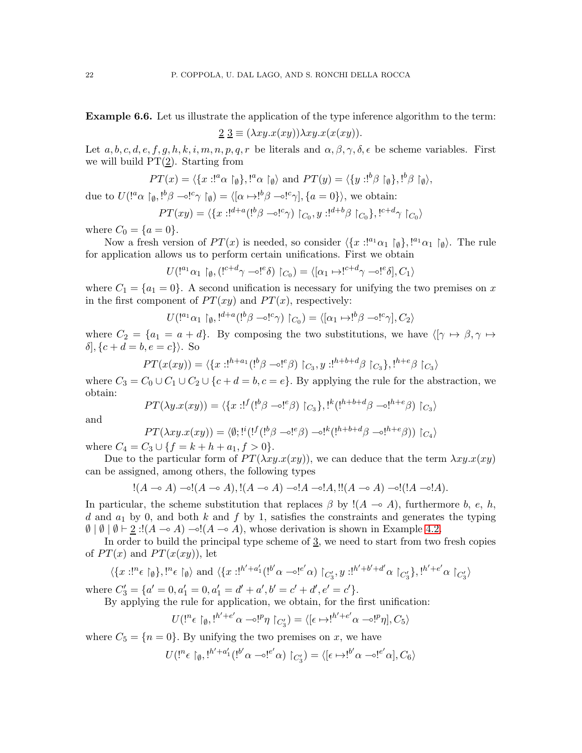**Example 6.6.** Let us illustrate the application of the type inference algorithm to the term:

$$\underline{2}\ \underline{3} \equiv (\lambda xy.x(xy))\lambda xy.x(x(xy)).$$

Let $a, b, c, d, e, f, g, h, k, i, m, n, p, q, r$ be literals and $\alpha, \beta, \gamma, \delta, \epsilon$ be scheme variables. First we will build PT($\underline{2}$). Starting from

$$PT(x) = \langle \{x :!^a\alpha \upharpoonright_\emptyset\}, !^a\alpha \upharpoonright_\emptyset\rangle \text{ and } PT(y) = \langle \{y :!^b\beta \upharpoonright_\emptyset\}, !^b\beta \upharpoonright_\emptyset\rangle,$$

due to $U(!^a\alpha \upharpoonright_\emptyset, !^b\beta \multimap !^c\gamma \upharpoonright_\emptyset) = \langle[\alpha \mapsto !^b\beta \multimap !^c\gamma], \{a = 0\}\rangle$, we obtain:

$$PT(xy) = \langle \{x :!^{d+a}(!^b\beta \multimap !^c\gamma) \upharpoonright_{C_0}, y :!^{d+b}\beta \upharpoonright_{C_0}\}, !^{c+d}\gamma \upharpoonright_{C_0}\rangle$$

where $C_0 = \{a = 0\}$.

Now a fresh version of $PT(x)$ is needed, so consider $\langle \{x :!^{a_1}\alpha_1 \upharpoonright_\emptyset\}, !^{a_1}\alpha_1 \upharpoonright_\emptyset\rangle$. The rule for application allows us to perform certain unifications. First we obtain

$$U(!^{a_1}\alpha_1 \upharpoonright_\emptyset, (!^{c+d}\gamma \multimap !^e\delta) \upharpoonright_{C_0}) = \langle[\alpha_1 \mapsto !^{c+d}\gamma \multimap !^e\delta], C_1\rangle$$

where $C_1 = \{a_1 = 0\}$. A second unification is necessary for unifying the two premises on $x$ in the first component of $PT(xy)$ and $PT(x)$, respectively:

$$U(!^{a_1}\alpha_1 \upharpoonright_\emptyset, !^{d+a}(!^b\beta \multimap !^c\gamma) \upharpoonright_{C_0}) = \langle[\alpha_1 \mapsto !^b\beta \multimap !^c\gamma], C_2\rangle$$

where $C_2 = \{a_1 = a + d\}$. By composing the two substitutions, we have $\langle[\gamma \mapsto \beta, \gamma \mapsto \delta], \{c + d = b, e = c\}\rangle$. So

$$PT(x(xy)) = \langle \{x :!^{h+a_1}(!^b\beta \multimap !^e\beta) \upharpoonright_{C_3}, y :!^{h+b+d}\beta \upharpoonright_{C_3}\}, !^{h+e}\beta \upharpoonright_{C_3}\rangle$$

where $C_3 = C_0 \cup C_1 \cup C_2 \cup \{c + d = b, c = e\}$. By applying the rule for the abstraction, we obtain:

$$PT(\lambda y.x(xy)) = \langle \{x :!^f(!^b\beta \multimap !^e\beta) \upharpoonright_{C_3}\}, !^k(!^{h+b+d}\beta \multimap !^{h+e}\beta) \upharpoonright_{C_3}\rangle$$

and

$$PT(\lambda xy.x(xy)) = \langle \emptyset; !^i(!^f(!^b\beta \multimap !^e\beta) \multimap !^k(!^{h+b+d}\beta \multimap !^{h+e}\beta)) \upharpoonright_{C_4}\rangle$$

where $C_4 = C_3 \cup \{f = k + h + a_1, f > 0\}$.

Due to the particular form of $PT(\lambda xy.x(xy))$, we can deduce that the term $\lambda xy.x(xy)$ can be assigned, among others, the following types

$$!(A \multimap A) \multimap !(A \multimap A), !(A \multimap A) \multimap !A \multimap !A, !!(A \multimap A) \multimap !(!A \multimap !A).$$

In particular, the scheme substitution that replaces $\beta$ by $!(A \multimap A)$, furthermore $b$, $e$, $h$, $d$ and $a_1$ by 0, and both $k$ and $f$ by 1, satisfies the constraints and generates the typing $\emptyset \mid \emptyset \mid \emptyset \vdash \underline{2} :!(A \multimap A) \multimap !(A \multimap A)$, whose derivation is shown in Example 4.2.

In order to build the principal type scheme of $\underline{3}$, we need to start from two fresh copies of $PT(x)$ and $PT(x(xy))$, let

$$\langle \{x :!^n\epsilon \upharpoonright_\emptyset\}, !^n\epsilon \upharpoonright_\emptyset\rangle \text{ and } \langle \{x :!^{h'+a_1'}(!^{b'}\alpha \multimap !^{e'}\alpha) \upharpoonright_{C_3'}, y :!^{h'+b'+d'}\alpha \upharpoonright_{C_3'}\}, !^{h'+e'}\alpha \upharpoonright_{C_3'}\rangle$$

where $C_3' = \{a' = 0, a_1' = 0, a_1' = d' + a', b' = c' + d', e' = c'\}$.

By applying the rule for application, we obtain, for the first unification:

$$U(!^n\epsilon \upharpoonright_\emptyset, !^{h'+e'}\alpha \multimap !^p\eta \upharpoonright_{C_3'}) = \langle[\epsilon \mapsto !^{h'+e'}\alpha \multimap !^p\eta], C_5\rangle$$

where $C_5 = \{n = 0\}$. By unifying the two premises on $x$, we have

$$U(!^n\epsilon \upharpoonright_\emptyset, !^{h'+a_1'}(!^{b'}\alpha \multimap !^{e'}\alpha) \upharpoonright_{C_3'}) = \langle[\epsilon \mapsto !^{b'}\alpha \multimap !^{e'}\alpha], C_6\rangle$$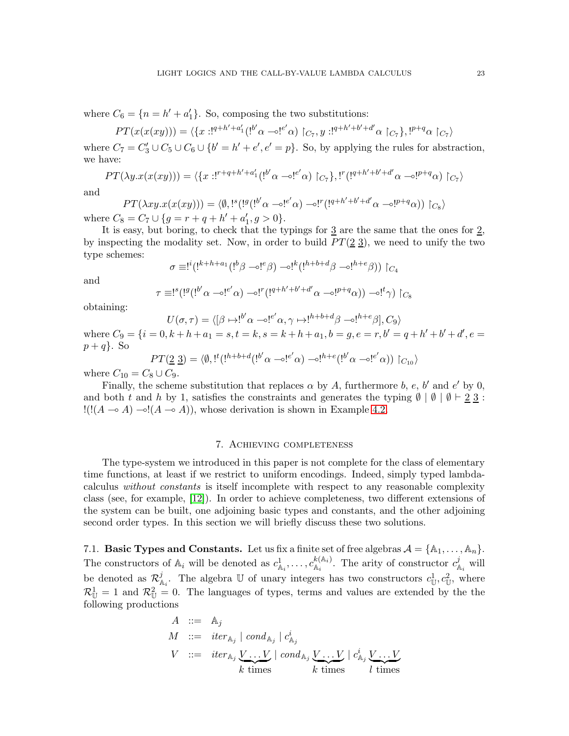where $C_6 = \{n = h' + a'_1\}$. So, composing the two substitutions:

$$PT(x(x(xy))) = \langle \{x :!^{q+h'+a'_1}(!^{b'}\alpha \multimap !^{e'}\alpha) \restriction_{C_7}, y :!^{q+h'+b'+d'}\alpha \restriction_{C_7}\}, !^{p+q}\alpha \restriction_{C_7}\rangle$$

where $C_7 = C'_3 \cup C_5 \cup C_6 \cup \{b' = h' + e', e' = p\}$. So, by applying the rules for abstraction, we have:

$$PT(\lambda y.x(x(xy))) = \langle \{x :!^{r+q+h'+a'_1}(!^{b'}\alpha \multimap !^{e'}\alpha) \restriction_{C_7}\}, !^r(!^{q+h'+b'+d'}\alpha \multimap !^{p+q}\alpha) \restriction_{C_7}\rangle$$

and

$$PT(\lambda xy.x(x(xy))) = \langle \emptyset, !^s(!^g(!^{b'}\alpha \multimap !^{e'}\alpha) \multimap !^r(!^{q+h'+b'+d'}\alpha \multimap !^{p+q}\alpha)) \restriction_{C_8}\rangle$$

where $C_8 = C_7 \cup \{g = r + q + h' + a'_1, g > 0\}$.

It is easy, but boring, to check that the typings for $\underline{3}$ are the same that the ones for $\underline{2}$, by inspecting the modality set. Now, in order to build $PT(\underline{2}\ \underline{3})$, we need to unify the two type schemes:

$$\sigma \equiv !^i(!^{k+h+a_1}(!^b\beta \multimap !^e\beta) \multimap !^k(!^{h+b+d}\beta \multimap !^{h+e}\beta)) \restriction_{C_4}$$

and

$$\tau \equiv !^s(!^g(!^{b'}\alpha \multimap !^{e'}\alpha) \multimap !^r(!^{q+h'+b'+d'}\alpha \multimap !^{p+q}\alpha)) \multimap !^t\gamma) \restriction_{C_8}$$

obtaining:

$$U(\sigma, \tau) = \langle [\beta \mapsto !^{b'}\alpha \multimap !^{e'}\alpha, \gamma \mapsto !^{h+b+d}\beta \multimap !^{h+e}\beta], C_9\rangle$$

where $C_9 = \{i = 0, k + h + a_1 = s, t = k, s = k + h + a_1, b = g, e = r, b' = q + h' + b' + d', e = p + q\}$. So

$$PT(\underline{2}\ \underline{3}) = \langle \emptyset, !^t(!^{h+b+d}(!^{b'}\alpha \multimap !^{e'}\alpha) \multimap !^{h+e}(!^{b'}\alpha \multimap !^{e'}\alpha)) \restriction_{C_{10}}\rangle$$

where $C_{10} = C_8 \cup C_9$.

Finally, the scheme substitution that replaces $\alpha$ by $A$, furthermore $b$, $e$, $b'$ and $e'$ by 0, and both $t$ and $h$ by 1, satisfies the constraints and generates the typing $\emptyset \mid \emptyset \mid \emptyset \vdash \underline{2}\ \underline{3} : !(!(A \multimap A) \multimap !(A \multimap A))$, whose derivation is shown in Example 4.2.

## 7. Achieving completeness

The type-system we introduced in this paper is not complete for the class of elementary time functions, at least if we restrict to uniform encodings. Indeed, simply typed lambda-calculus *without constants* is itself incomplete with respect to any reasonable complexity class (see, for example, [12]). In order to achieve completeness, two different extensions of the system can be built, one adjoining basic types and constants, and the other adjoining second order types. In this section we will briefly discuss these two solutions.

### 7.1. Basic Types and Constants.

Let us fix a finite set of free algebras $\mathcal{A} = \{\mathbb{A}_1, \ldots, \mathbb{A}_n\}$. The constructors of $\mathbb{A}_i$ will be denoted as $c^1_{\mathbb{A}_i}, \ldots, c^{k(\mathbb{A}_i)}_{\mathbb{A}_i}$. The arity of constructor $c^j_{\mathbb{A}_i}$ will be denoted as $\mathcal{R}^j_{\mathbb{A}_i}$. The algebra $\mathbb{U}$ of unary integers has two constructors $c^1_{\mathbb{U}}, c^2_{\mathbb{U}}$, where $\mathcal{R}^1_{\mathbb{U}} = 1$ and $\mathcal{R}^2_{\mathbb{U}} = 0$. The languages of types, terms and values are extended by the the following productions

$$\begin{array}{rcl}
A & ::= & \mathbb{A}_j \\
M & ::= & iter_{\mathbb{A}_j} \mid cond_{\mathbb{A}_j} \mid c^i_{\mathbb{A}_j} \\
V & ::= & iter_{\mathbb{A}_j} \underbrace{V \ldots V}_{k \text{ times}} \mid cond_{\mathbb{A}_j} \underbrace{V \ldots V}_{k \text{ times}} \mid c^i_{\mathbb{A}_j} \underbrace{V \ldots V}_{l \text{ times}}
\end{array}$$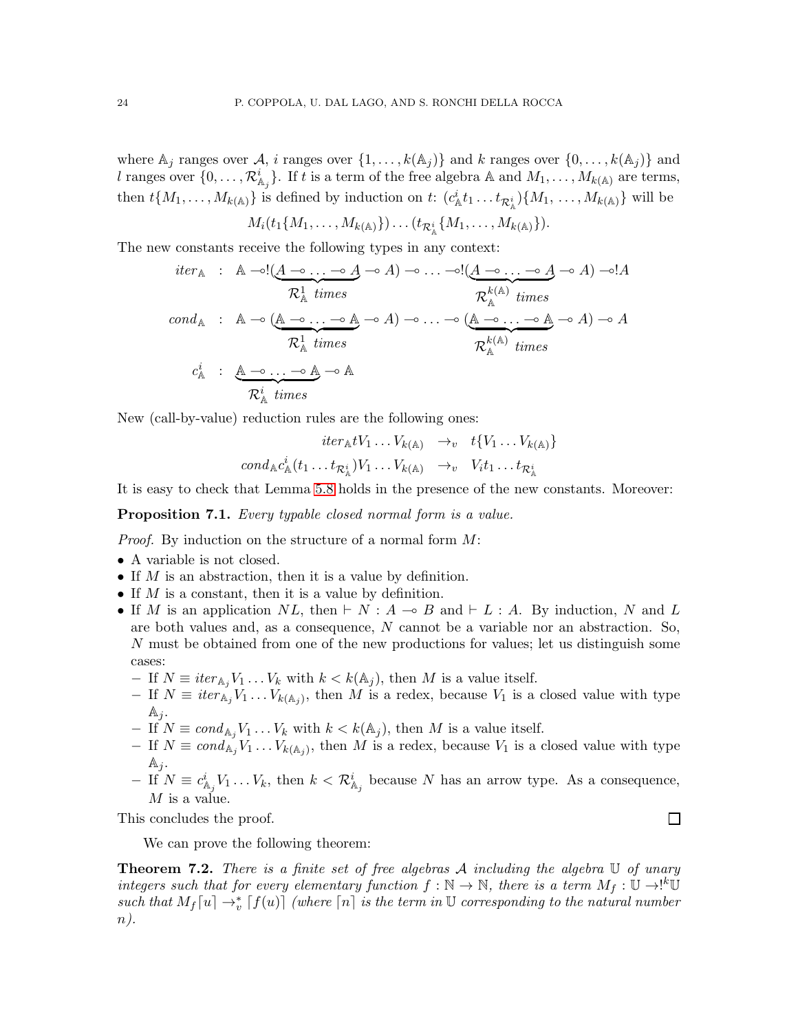where $\mathbb{A}_j$ ranges over $\mathcal{A}$, $i$ ranges over $\{1,\ldots,k(\mathbb{A}_j)\}$ and $k$ ranges over $\{0,\ldots,k(\mathbb{A}_j)\}$ and $l$ ranges over $\{0,\ldots,\mathcal{R}^i_{\mathbb{A}_j}\}$. If $t$ is a term of the free algebra $\mathbb{A}$ and $M_1,\ldots,M_{k(\mathbb{A})}$ are terms, then $t\{M_1,\ldots,M_{k(\mathbb{A})}\}$ is defined by induction on $t$: $(c^i_{\mathbb{A}} t_1 \ldots t_{\mathcal{R}^i_{\mathbb{A}}})\{M_1,\ldots,M_{k(\mathbb{A})}\}$ will be

$$M_i(t_1\{M_1,\ldots,M_{k(\mathbb{A})}\})\ldots(t_{\mathcal{R}^i_{\mathbb{A}}}\{M_1,\ldots,M_{k(\mathbb{A})}\}).$$

The new constants receive the following types in any context:

$$\begin{aligned}
iter_{\mathbb{A}} &: \mathbb{A} \multimap !(\underbrace{A \multimap \ldots \multimap A}_{\mathcal{R}^1_{\mathbb{A}} \text{ times}} \multimap A) \multimap \ldots \multimap !(\underbrace{A \multimap \ldots \multimap A}_{\mathcal{R}^{k(\mathbb{A})}_{\mathbb{A}} \text{ times}} \multimap A) \multimap !A \\
cond_{\mathbb{A}} &: \mathbb{A} \multimap (\underbrace{\mathbb{A} \multimap \ldots \multimap \mathbb{A}}_{\mathcal{R}^1_{\mathbb{A}} \text{ times}} \multimap A) \multimap \ldots \multimap (\underbrace{\mathbb{A} \multimap \ldots \multimap \mathbb{A}}_{\mathcal{R}^{k(\mathbb{A})}_{\mathbb{A}} \text{ times}} \multimap A) \multimap A \\
c^i_{\mathbb{A}} &: \underbrace{\mathbb{A} \multimap \ldots \multimap \mathbb{A}}_{\mathcal{R}^i_{\mathbb{A}} \text{ times}} \multimap \mathbb{A}
\end{aligned}$$

New (call-by-value) reduction rules are the following ones:

$$\begin{aligned}
iter_{\mathbb{A}} t V_1 \ldots V_{k(\mathbb{A})} &\to_v t\{V_1 \ldots V_{k(\mathbb{A})}\} \\
cond_{\mathbb{A}} c^i_{\mathbb{A}}(t_1 \ldots t_{\mathcal{R}^i_{\mathbb{A}}}) V_1 \ldots V_{k(\mathbb{A})} &\to_v V_i t_1 \ldots t_{\mathcal{R}^i_{\mathbb{A}}}
\end{aligned}$$

It is easy to check that Lemma 5.8 holds in the presence of the new constants. Moreover:

**Proposition 7.1.** *Every typable closed normal form is a value.*

*Proof.* By induction on the structure of a normal form $M$:

- A variable is not closed.
- If $M$ is an abstraction, then it is a value by definition.
- If $M$ is a constant, then it is a value by definition.
- If $M$ is an application $NL$, then $\vdash N : A \multimap B$ and $\vdash L : A$. By induction, $N$ and $L$ are both values and, as a consequence, $N$ cannot be a variable nor an abstraction. So, $N$ must be obtained from one of the new productions for values; let us distinguish some cases:
  - If $N \equiv iter_{\mathbb{A}_j} V_1 \ldots V_k$ with $k < k(\mathbb{A}_j)$, then $M$ is a value itself.
  - If $N \equiv iter_{\mathbb{A}_j} V_1 \ldots V_{k(\mathbb{A}_j)}$, then $M$ is a redex, because $V_1$ is a closed value with type $\mathbb{A}_j$.
  - If $N \equiv cond_{\mathbb{A}_j} V_1 \ldots V_k$ with $k < k(\mathbb{A}_j)$, then $M$ is a value itself.
  - If $N \equiv cond_{\mathbb{A}_j} V_1 \ldots V_{k(\mathbb{A}_j)}$, then $M$ is a redex, because $V_1$ is a closed value with type $\mathbb{A}_j$.
  - If $N \equiv c^i_{\mathbb{A}_j} V_1 \ldots V_k$, then $k < \mathcal{R}^i_{\mathbb{A}_j}$ because $N$ has an arrow type. As a consequence, $M$ is a value.

This concludes the proof. ∎

We can prove the following theorem:

**Theorem 7.2.** *There is a finite set of free algebras $\mathcal{A}$ including the algebra $\mathbb{U}$ of unary integers such that for every elementary function $f : \mathbb{N} \to \mathbb{N}$, there is a term $M_f : \mathbb{U} \to !^k\mathbb{U}$ such that $M_f \lceil u \rceil \to_v^* \lceil f(u) \rceil$ (where $\lceil n \rceil$ is the term in $\mathbb{U}$ corresponding to the natural number $n$).*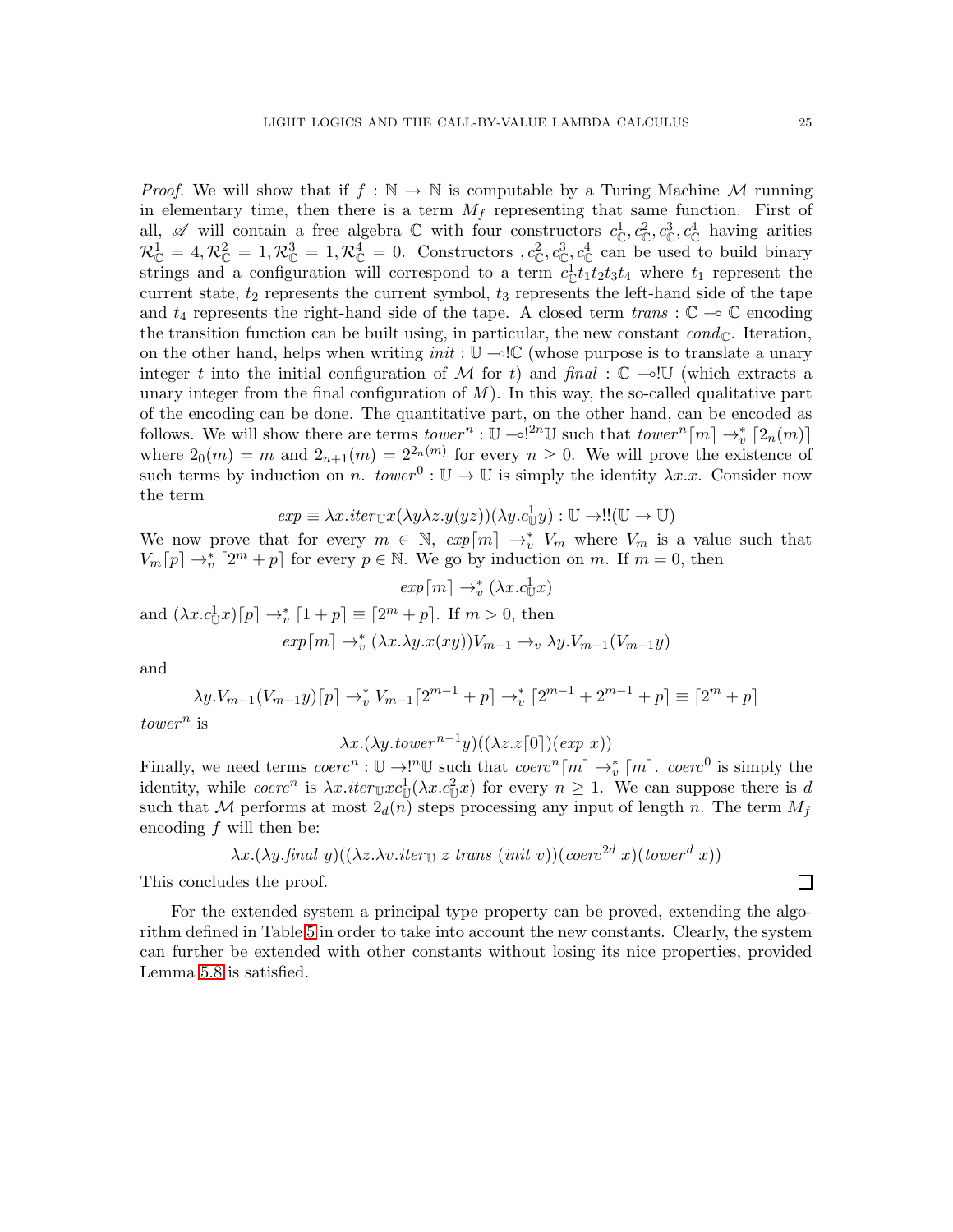*Proof.* We will show that if $f : \mathbb{N} \to \mathbb{N}$ is computable by a Turing Machine $\mathcal{M}$ running in elementary time, then there is a term $M_f$ representing that same function. First of all, $\mathscr{A}$ will contain a free algebra $\mathbb{C}$ with four constructors $c^1_{\mathbb{C}}, c^2_{\mathbb{C}}, c^3_{\mathbb{C}}, c^4_{\mathbb{C}}$ having arities $\mathcal{R}^1_{\mathbb{C}} = 4, \mathcal{R}^2_{\mathbb{C}} = 1, \mathcal{R}^3_{\mathbb{C}} = 1, \mathcal{R}^4_{\mathbb{C}} = 0$. Constructors $, c^2_{\mathbb{C}}, c^3_{\mathbb{C}}, c^4_{\mathbb{C}}$ can be used to build binary strings and a configuration will correspond to a term $c^1_{\mathbb{C}} t_1 t_2 t_3 t_4$ where $t_1$ represent the current state, $t_2$ represents the current symbol, $t_3$ represents the left-hand side of the tape and $t_4$ represents the right-hand side of the tape. A closed term $\mathit{trans} : \mathbb{C} \multimap \mathbb{C}$ encoding the transition function can be built using, in particular, the new constant $\mathit{cond}_{\mathbb{C}}$. Iteration, on the other hand, helps when writing $\mathit{init} : \mathbb{U} \multimap !\mathbb{C}$ (whose purpose is to translate a unary integer $t$ into the initial configuration of $\mathcal{M}$ for $t$) and $\mathit{final} : \mathbb{C} \multimap !\mathbb{U}$ (which extracts a unary integer from the final configuration of $M$). In this way, the so-called qualitative part of the encoding can be done. The quantitative part, on the other hand, can be encoded as follows. We will show there are terms $\mathit{tower}^n : \mathbb{U} \multimap !^{2n}\mathbb{U}$ such that $\mathit{tower}^n \lceil m \rceil \to^*_v \lceil 2_n(m) \rceil$ where $2_0(m) = m$ and $2_{n+1}(m) = 2^{2_n(m)}$ for every $n \geq 0$. We will prove the existence of such terms by induction on $n$. $\mathit{tower}^0 : \mathbb{U} \to \mathbb{U}$ is simply the identity $\lambda x.x$. Consider now the term

$$\mathit{exp} \equiv \lambda x.\mathit{iter}_{\mathbb{U}} x(\lambda y \lambda z.y(yz))(\lambda y.c^1_{\mathbb{U}} y) : \mathbb{U} \to !!(\mathbb{U} \to \mathbb{U})$$

We now prove that for every $m \in \mathbb{N}$, $\mathit{exp}\lceil m \rceil \to^*_v V_m$ where $V_m$ is a value such that $V_m \lceil p \rceil \to^*_v \lceil 2^m + p \rceil$ for every $p \in \mathbb{N}$. We go by induction on $m$. If $m = 0$, then

$$\mathit{exp}\lceil m \rceil \to^*_v (\lambda x.c^1_{\mathbb{U}} x)$$

and $(\lambda x.c^1_{\mathbb{U}} x)\lceil p \rceil \to^*_v \lceil 1 + p \rceil \equiv \lceil 2^m + p \rceil$. If $m > 0$, then

$$\mathit{exp}\lceil m \rceil \to^*_v (\lambda x.\lambda y.x(xy))V_{m-1} \to_v \lambda y.V_{m-1}(V_{m-1} y)$$

and

$$\lambda y.V_{m-1}(V_{m-1} y)\lceil p \rceil \to^*_v V_{m-1}\lceil 2^{m-1} + p \rceil \to^*_v \lceil 2^{m-1} + 2^{m-1} + p \rceil \equiv \lceil 2^m + p \rceil$$

$\mathit{tower}^n$ is

$$\lambda x.(\lambda y.\mathit{tower}^{n-1} y)((\lambda z.z\lceil 0 \rceil)(\mathit{exp}\ x))$$

Finally, we need terms $\mathit{coerc}^n : \mathbb{U} \to !^n\mathbb{U}$ such that $\mathit{coerc}^n \lceil m \rceil \to^*_v \lceil m \rceil$. $\mathit{coerc}^0$ is simply the identity, while $\mathit{coerc}^n$ is $\lambda x.\mathit{iter}_{\mathbb{U}} x c^1_{\mathbb{U}} (\lambda x.c^2_{\mathbb{U}} x)$ for every $n \geq 1$. We can suppose there is $d$ such that $\mathcal{M}$ performs at most $2_d(n)$ steps processing any input of length $n$. The term $M_f$ encoding $f$ will then be:

$$\lambda x.(\lambda y.\mathit{final}\ y)((\lambda z.\lambda v.\mathit{iter}_{\mathbb{U}}\ z\ \mathit{trans}\ (\mathit{init}\ v))(\mathit{coerc}^{2d}\ x)(\mathit{tower}^d\ x))$$

This concludes the proof. ☐

For the extended system a principal type property can be proved, extending the algorithm defined in Table 5 in order to take into account the new constants. Clearly, the system can further be extended with other constants without losing its nice properties, provided Lemma 5.8 is satisfied.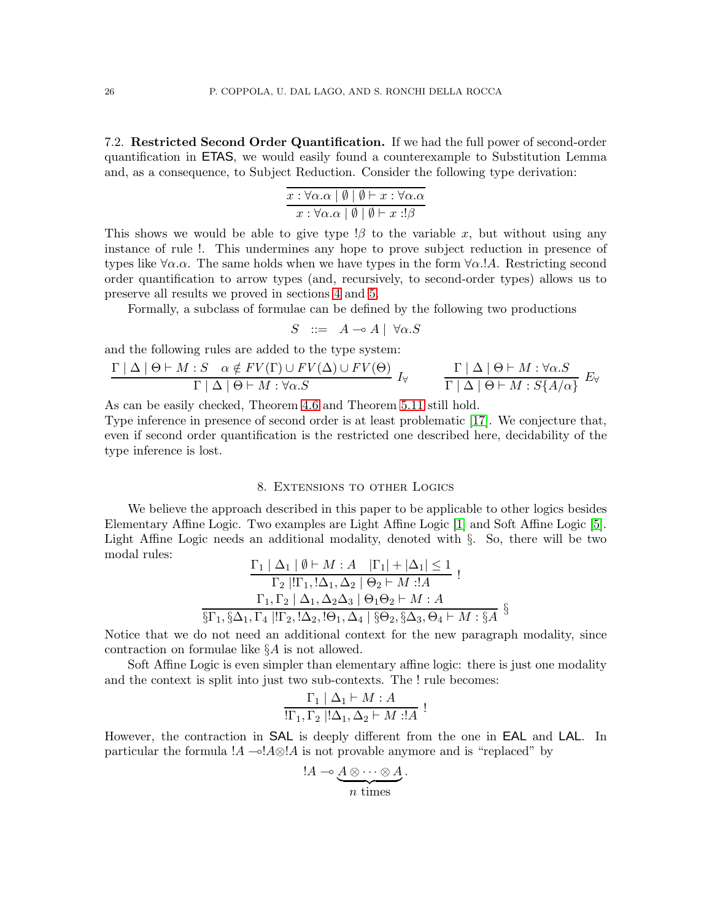7.2. **Restricted Second Order Quantification.** If we had the full power of second-order quantification in ETAS, we would easily found a counterexample to Substitution Lemma and, as a consequence, to Subject Reduction. Consider the following type derivation:

$$\dfrac{\overline{x : \forall\alpha.\alpha \mid \emptyset \mid \emptyset \vdash x : \forall\alpha.\alpha}}{x : \forall\alpha.\alpha \mid \emptyset \mid \emptyset \vdash x :!\beta}$$

This shows we would be able to give type $!\beta$ to the variable $x$, but without using any instance of rule !. This undermines any hope to prove subject reduction in presence of types like $\forall\alpha.\alpha$. The same holds when we have types in the form $\forall\alpha.!A$. Restricting second order quantification to arrow types (and, recursively, to second-order types) allows us to preserve all results we proved in sections 4 and 5.

Formally, a subclass of formulae can be defined by the following two productions

$$S \;\;::=\;\; A \multimap A \mid\; \forall\alpha.S$$

and the following rules are added to the type system:

$$\frac{\Gamma \mid \Delta \mid \Theta \vdash M : S \quad \alpha \notin FV(\Gamma) \cup FV(\Delta) \cup FV(\Theta)}{\Gamma \mid \Delta \mid \Theta \vdash M : \forall\alpha.S}\; I_\forall \qquad\qquad \frac{\Gamma \mid \Delta \mid \Theta \vdash M : \forall\alpha.S}{\Gamma \mid \Delta \mid \Theta \vdash M : S\{A/\alpha\}}\; E_\forall$$

As can be easily checked, Theorem 4.6 and Theorem 5.11 still hold.
Type inference in presence of second order is at least problematic [17]. We conjecture that, even if second order quantification is the restricted one described here, decidability of the type inference is lost.

## 8. Extensions to other Logics

We believe the approach described in this paper to be applicable to other logics besides Elementary Affine Logic. Two examples are Light Affine Logic [1] and Soft Affine Logic [5]. Light Affine Logic needs an additional modality, denoted with §. So, there will be two modal rules:

$$\frac{\Gamma_1 \mid \Delta_1 \mid \emptyset \vdash M : A \quad |\Gamma_1| + |\Delta_1| \leq 1}{\Gamma_2 \mid !\Gamma_1, !\Delta_1, \Delta_2 \mid \Theta_2 \vdash M :!A}\; !$$

$$\frac{\Gamma_1, \Gamma_2 \mid \Delta_1, \Delta_2\Delta_3 \mid \Theta_1\Theta_2 \vdash M : A}{\S\Gamma_1, \S\Delta_1, \Gamma_4 \mid !\Gamma_2, !\Delta_2, !\Theta_1, \Delta_4 \mid \S\Theta_2, \S\Delta_3, \Theta_4 \vdash M : \S A}\; \S$$

Notice that we do not need an additional context for the new paragraph modality, since contraction on formulae like $\S A$ is not allowed.

Soft Affine Logic is even simpler than elementary affine logic: there is just one modality and the context is split into just two sub-contexts. The ! rule becomes:

$$\frac{\Gamma_1 \mid \Delta_1 \vdash M : A}{!\Gamma_1, \Gamma_2 \mid !\Delta_1, \Delta_2 \vdash M :!A}\; !$$

However, the contraction in SAL is deeply different from the one in EAL and LAL. In particular the formula $!A \multimap !A \otimes !A$ is not provable anymore and is "replaced" by

$$!A \multimap \underbrace{A \otimes \cdots \otimes A}_{n \text{ times}}.$$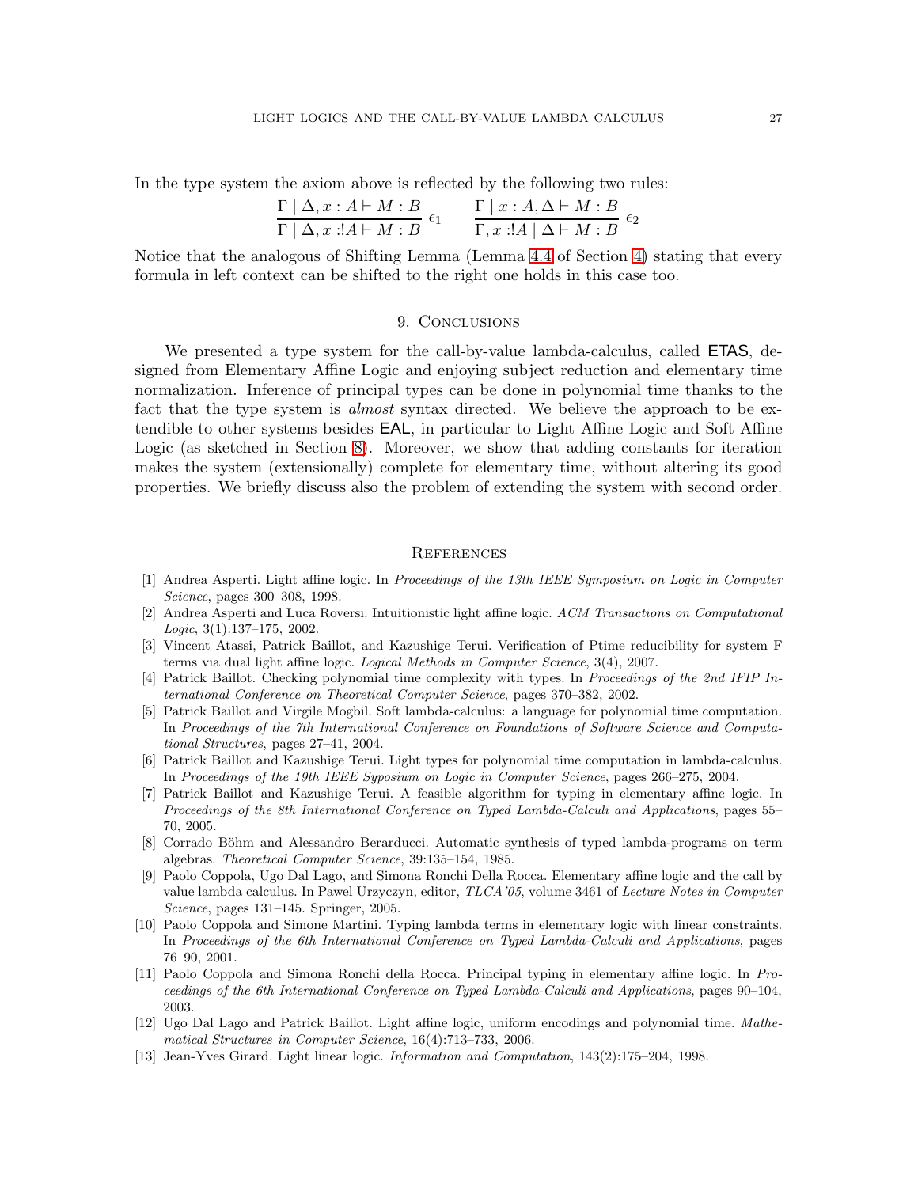In the type system the axiom above is reflected by the following two rules:

$$\frac{\Gamma \mid \Delta, x : A \vdash M : B}{\Gamma \mid \Delta, x : !A \vdash M : B}\ \epsilon_1 \qquad \frac{\Gamma \mid x : A, \Delta \vdash M : B}{\Gamma, x : !A \mid \Delta \vdash M : B}\ \epsilon_2$$

Notice that the analogous of Shifting Lemma (Lemma 4.4 of Section 4) stating that every formula in left context can be shifted to the right one holds in this case too.

## 9. Conclusions

We presented a type system for the call-by-value lambda-calculus, called ETAS, designed from Elementary Affine Logic and enjoying subject reduction and elementary time normalization. Inference of principal types can be done in polynomial time thanks to the fact that the type system is *almost* syntax directed. We believe the approach to be extendible to other systems besides EAL, in particular to Light Affine Logic and Soft Affine Logic (as sketched in Section 8). Moreover, we show that adding constants for iteration makes the system (extensionally) complete for elementary time, without altering its good properties. We briefly discuss also the problem of extending the system with second order.

## References

[1] Andrea Asperti. Light affine logic. In *Proceedings of the 13th IEEE Symposium on Logic in Computer Science*, pages 300–308, 1998.

[2] Andrea Asperti and Luca Roversi. Intuitionistic light affine logic. *ACM Transactions on Computational Logic*, 3(1):137–175, 2002.

[3] Vincent Atassi, Patrick Baillot, and Kazushige Terui. Verification of Ptime reducibility for system F terms via dual light affine logic. *Logical Methods in Computer Science*, 3(4), 2007.

[4] Patrick Baillot. Checking polynomial time complexity with types. In *Proceedings of the 2nd IFIP International Conference on Theoretical Computer Science*, pages 370–382, 2002.

[5] Patrick Baillot and Virgile Mogbil. Soft lambda-calculus: a language for polynomial time computation. In *Proceedings of the 7th International Conference on Foundations of Software Science and Computational Structures*, pages 27–41, 2004.

[6] Patrick Baillot and Kazushige Terui. Light types for polynomial time computation in lambda-calculus. In *Proceedings of the 19th IEEE Syposium on Logic in Computer Science*, pages 266–275, 2004.

[7] Patrick Baillot and Kazushige Terui. A feasible algorithm for typing in elementary affine logic. In *Proceedings of the 8th International Conference on Typed Lambda-Calculi and Applications*, pages 55–70, 2005.

[8] Corrado Böhm and Alessandro Berarducci. Automatic synthesis of typed lambda-programs on term algebras. *Theoretical Computer Science*, 39:135–154, 1985.

[9] Paolo Coppola, Ugo Dal Lago, and Simona Ronchi Della Rocca. Elementary affine logic and the call by value lambda calculus. In Pawel Urzyczyn, editor, *TLCA'05*, volume 3461 of *Lecture Notes in Computer Science*, pages 131–145. Springer, 2005.

[10] Paolo Coppola and Simone Martini. Typing lambda terms in elementary logic with linear constraints. In *Proceedings of the 6th International Conference on Typed Lambda-Calculi and Applications*, pages 76–90, 2001.

[11] Paolo Coppola and Simona Ronchi della Rocca. Principal typing in elementary affine logic. In *Proceedings of the 6th International Conference on Typed Lambda-Calculi and Applications*, pages 90–104, 2003.

[12] Ugo Dal Lago and Patrick Baillot. Light affine logic, uniform encodings and polynomial time. *Mathematical Structures in Computer Science*, 16(4):713–733, 2006.

[13] Jean-Yves Girard. Light linear logic. *Information and Computation*, 143(2):175–204, 1998.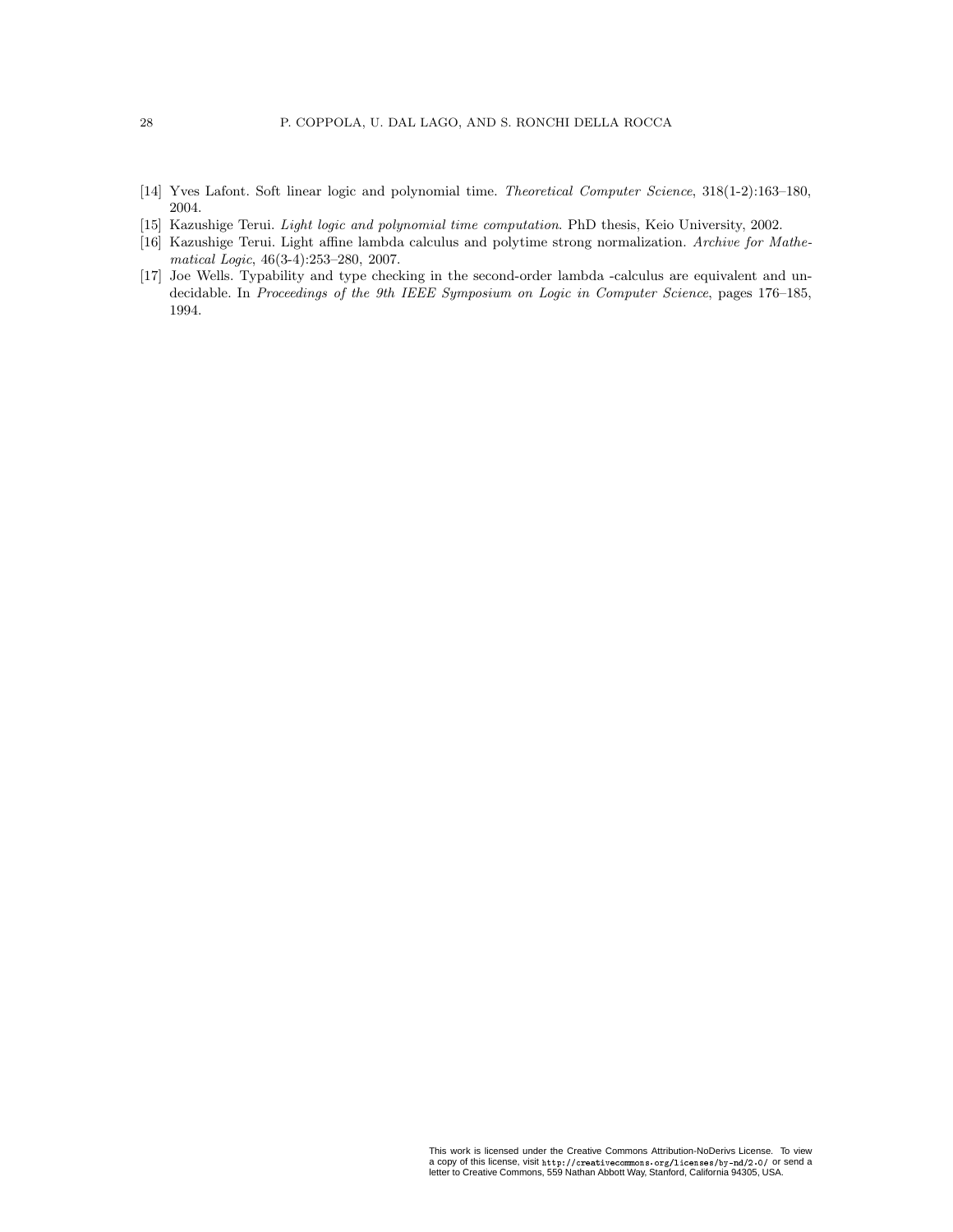[14] Yves Lafont. Soft linear logic and polynomial time. *Theoretical Computer Science*, 318(1-2):163–180, 2004.

[15] Kazushige Terui. *Light logic and polynomial time computation*. PhD thesis, Keio University, 2002.

[16] Kazushige Terui. Light affine lambda calculus and polytime strong normalization. *Archive for Mathematical Logic*, 46(3-4):253–280, 2007.

[17] Joe Wells. Typability and type checking in the second-order lambda -calculus are equivalent and undecidable. In *Proceedings of the 9th IEEE Symposium on Logic in Computer Science*, pages 176–185, 1994.

This work is licensed under the Creative Commons Attribution-NoDerivs License. To view a copy of this license, visit http://creativecommons.org/licenses/by-nd/2.0/ or send a letter to Creative Commons, 559 Nathan Abbott Way, Stanford, California 94305, USA.